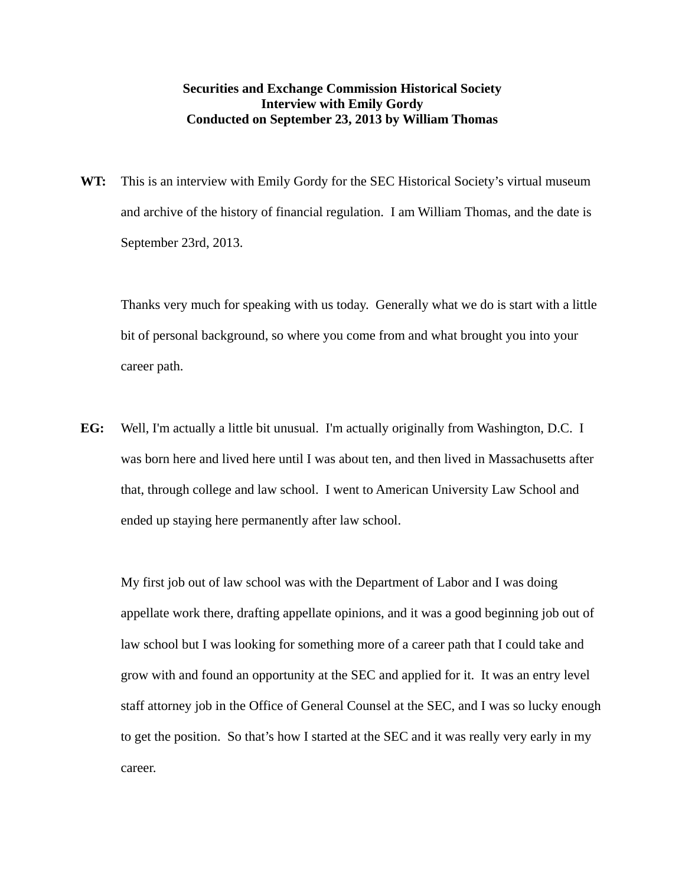**Securities and Exchange Commission Historical Society**
**Interview with Emily Gordy**
**Conducted on September 23, 2013 by William Thomas**

**WT:** This is an interview with Emily Gordy for the SEC Historical Society's virtual museum and archive of the history of financial regulation. I am William Thomas, and the date is September 23rd, 2013.

Thanks very much for speaking with us today. Generally what we do is start with a little bit of personal background, so where you come from and what brought you into your career path.

**EG:** Well, I'm actually a little bit unusual. I'm actually originally from Washington, D.C. I was born here and lived here until I was about ten, and then lived in Massachusetts after that, through college and law school. I went to American University Law School and ended up staying here permanently after law school.

My first job out of law school was with the Department of Labor and I was doing appellate work there, drafting appellate opinions, and it was a good beginning job out of law school but I was looking for something more of a career path that I could take and grow with and found an opportunity at the SEC and applied for it. It was an entry level staff attorney job in the Office of General Counsel at the SEC, and I was so lucky enough to get the position. So that's how I started at the SEC and it was really very early in my career.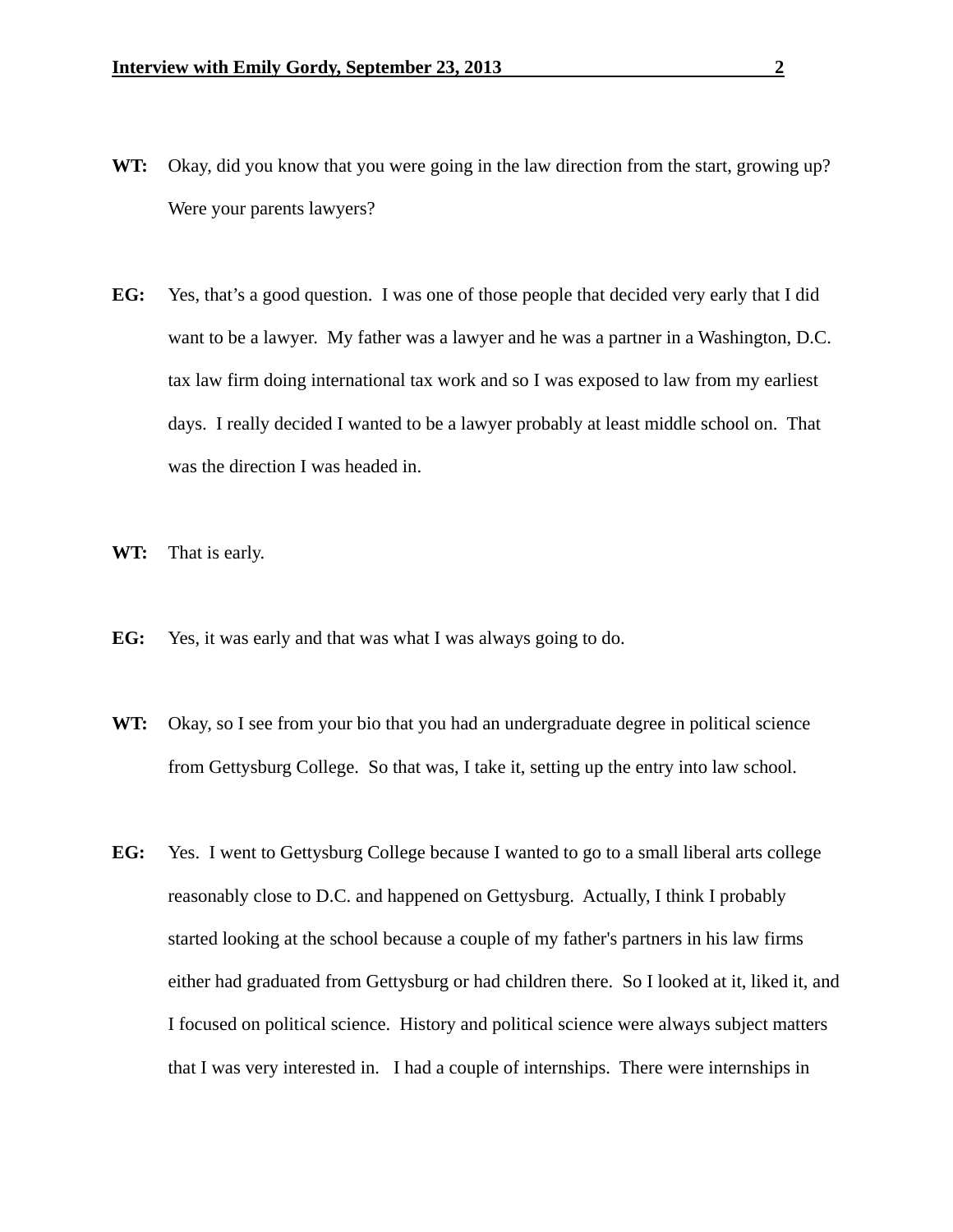**WT:** Okay, did you know that you were going in the law direction from the start, growing up? Were your parents lawyers?

**EG:** Yes, that's a good question. I was one of those people that decided very early that I did want to be a lawyer. My father was a lawyer and he was a partner in a Washington, D.C. tax law firm doing international tax work and so I was exposed to law from my earliest days. I really decided I wanted to be a lawyer probably at least middle school on. That was the direction I was headed in.

**WT:** That is early.

**EG:** Yes, it was early and that was what I was always going to do.

**WT:** Okay, so I see from your bio that you had an undergraduate degree in political science from Gettysburg College. So that was, I take it, setting up the entry into law school.

**EG:** Yes. I went to Gettysburg College because I wanted to go to a small liberal arts college reasonably close to D.C. and happened on Gettysburg. Actually, I think I probably started looking at the school because a couple of my father's partners in his law firms either had graduated from Gettysburg or had children there. So I looked at it, liked it, and I focused on political science. History and political science were always subject matters that I was very interested in. I had a couple of internships. There were internships in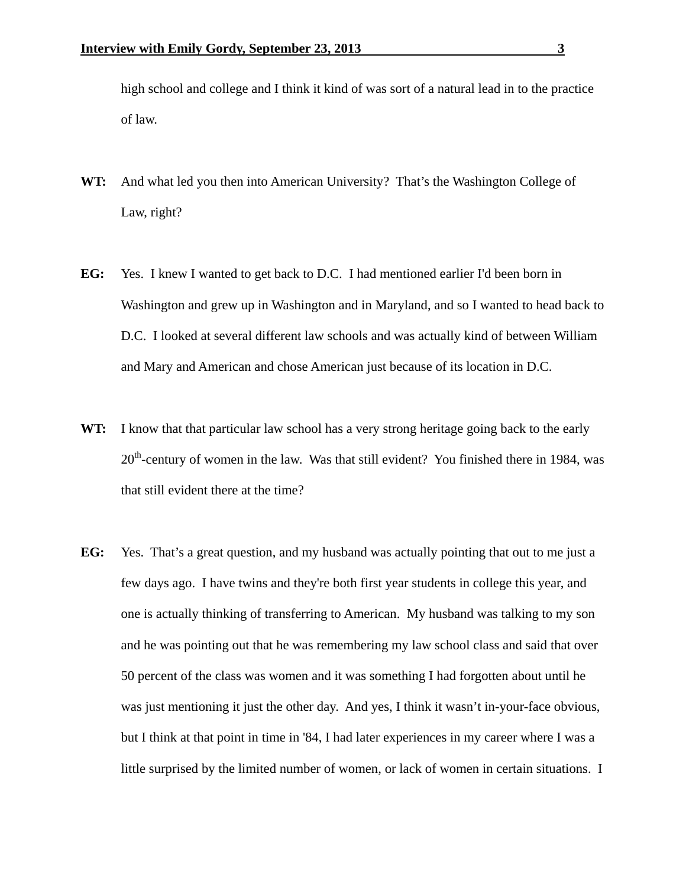high school and college and I think it kind of was sort of a natural lead in to the practice of law.

**WT:** And what led you then into American University? That's the Washington College of Law, right?

**EG:** Yes. I knew I wanted to get back to D.C. I had mentioned earlier I'd been born in Washington and grew up in Washington and in Maryland, and so I wanted to head back to D.C. I looked at several different law schools and was actually kind of between William and Mary and American and chose American just because of its location in D.C.

**WT:** I know that that particular law school has a very strong heritage going back to the early 20th-century of women in the law. Was that still evident? You finished there in 1984, was that still evident there at the time?

**EG:** Yes. That's a great question, and my husband was actually pointing that out to me just a few days ago. I have twins and they're both first year students in college this year, and one is actually thinking of transferring to American. My husband was talking to my son and he was pointing out that he was remembering my law school class and said that over 50 percent of the class was women and it was something I had forgotten about until he was just mentioning it just the other day. And yes, I think it wasn't in-your-face obvious, but I think at that point in time in '84, I had later experiences in my career where I was a little surprised by the limited number of women, or lack of women in certain situations. I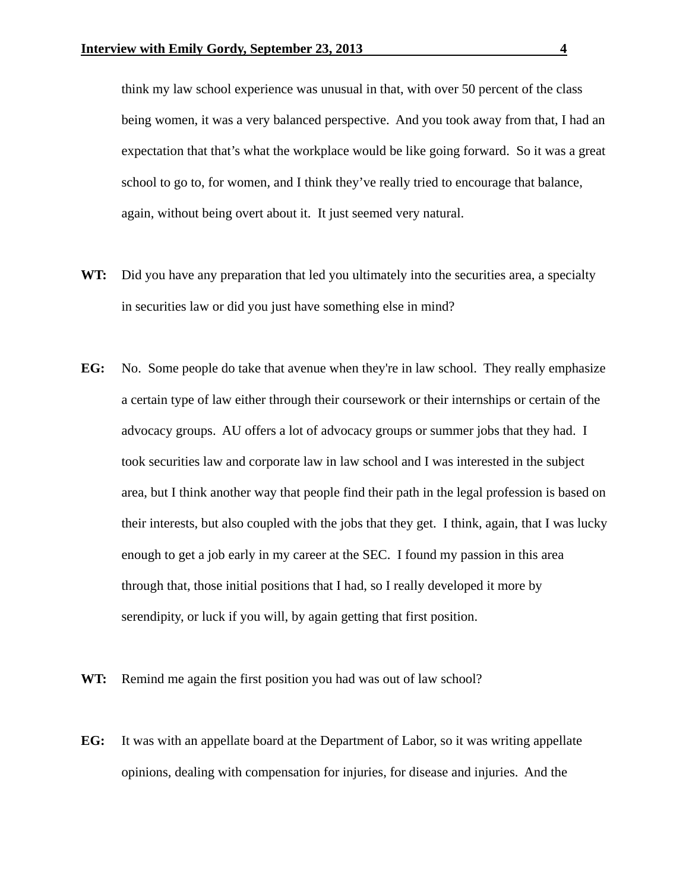think my law school experience was unusual in that, with over 50 percent of the class being women, it was a very balanced perspective. And you took away from that, I had an expectation that that's what the workplace would be like going forward. So it was a great school to go to, for women, and I think they've really tried to encourage that balance, again, without being overt about it. It just seemed very natural.

**WT:** Did you have any preparation that led you ultimately into the securities area, a specialty in securities law or did you just have something else in mind?

**EG:** No. Some people do take that avenue when they're in law school. They really emphasize a certain type of law either through their coursework or their internships or certain of the advocacy groups. AU offers a lot of advocacy groups or summer jobs that they had. I took securities law and corporate law in law school and I was interested in the subject area, but I think another way that people find their path in the legal profession is based on their interests, but also coupled with the jobs that they get. I think, again, that I was lucky enough to get a job early in my career at the SEC. I found my passion in this area through that, those initial positions that I had, so I really developed it more by serendipity, or luck if you will, by again getting that first position.

**WT:** Remind me again the first position you had was out of law school?

**EG:** It was with an appellate board at the Department of Labor, so it was writing appellate opinions, dealing with compensation for injuries, for disease and injuries. And the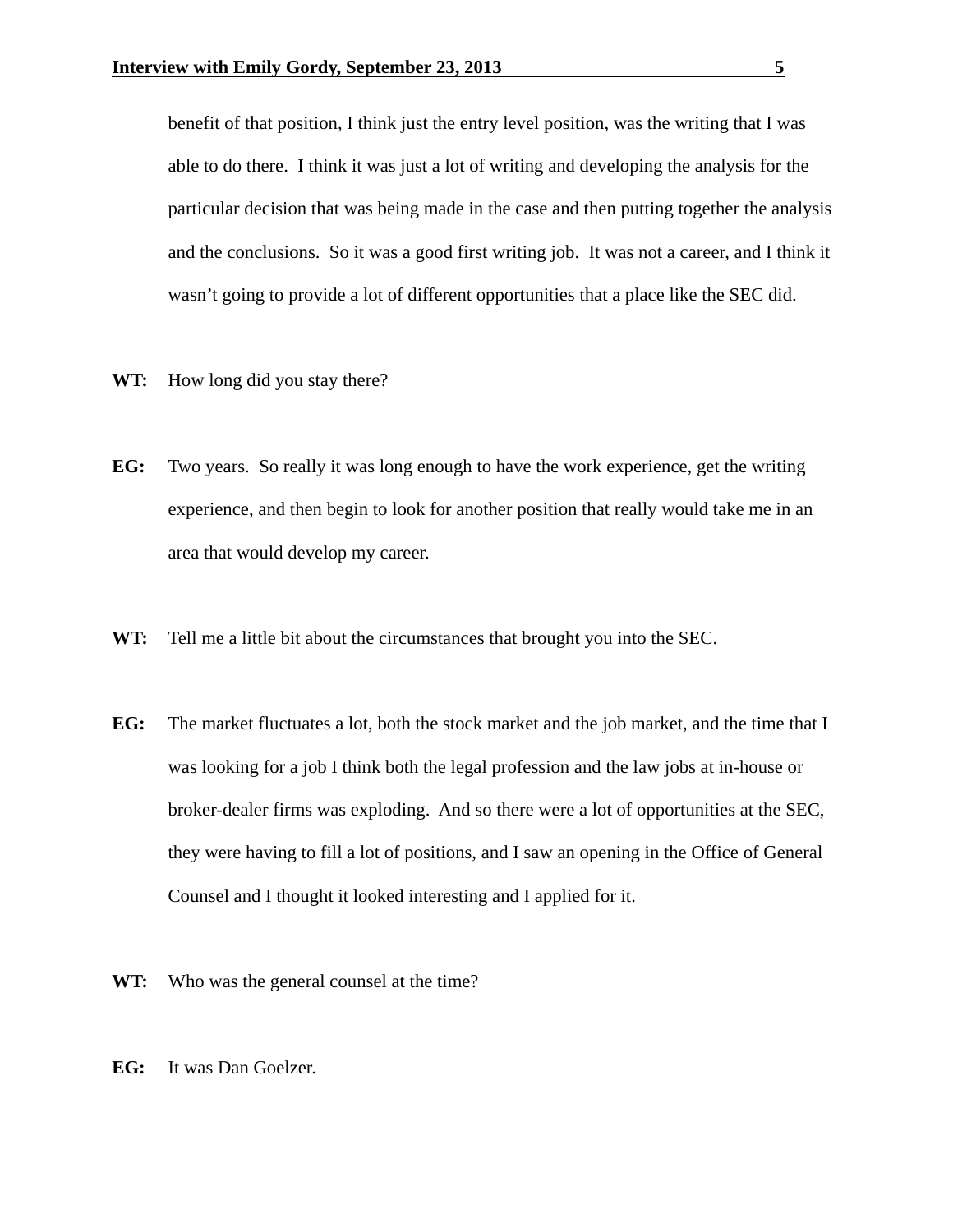benefit of that position, I think just the entry level position, was the writing that I was able to do there. I think it was just a lot of writing and developing the analysis for the particular decision that was being made in the case and then putting together the analysis and the conclusions. So it was a good first writing job. It was not a career, and I think it wasn't going to provide a lot of different opportunities that a place like the SEC did.

**WT:** How long did you stay there?

**EG:** Two years. So really it was long enough to have the work experience, get the writing experience, and then begin to look for another position that really would take me in an area that would develop my career.

**WT:** Tell me a little bit about the circumstances that brought you into the SEC.

**EG:** The market fluctuates a lot, both the stock market and the job market, and the time that I was looking for a job I think both the legal profession and the law jobs at in-house or broker-dealer firms was exploding. And so there were a lot of opportunities at the SEC, they were having to fill a lot of positions, and I saw an opening in the Office of General Counsel and I thought it looked interesting and I applied for it.

**WT:** Who was the general counsel at the time?

**EG:** It was Dan Goelzer.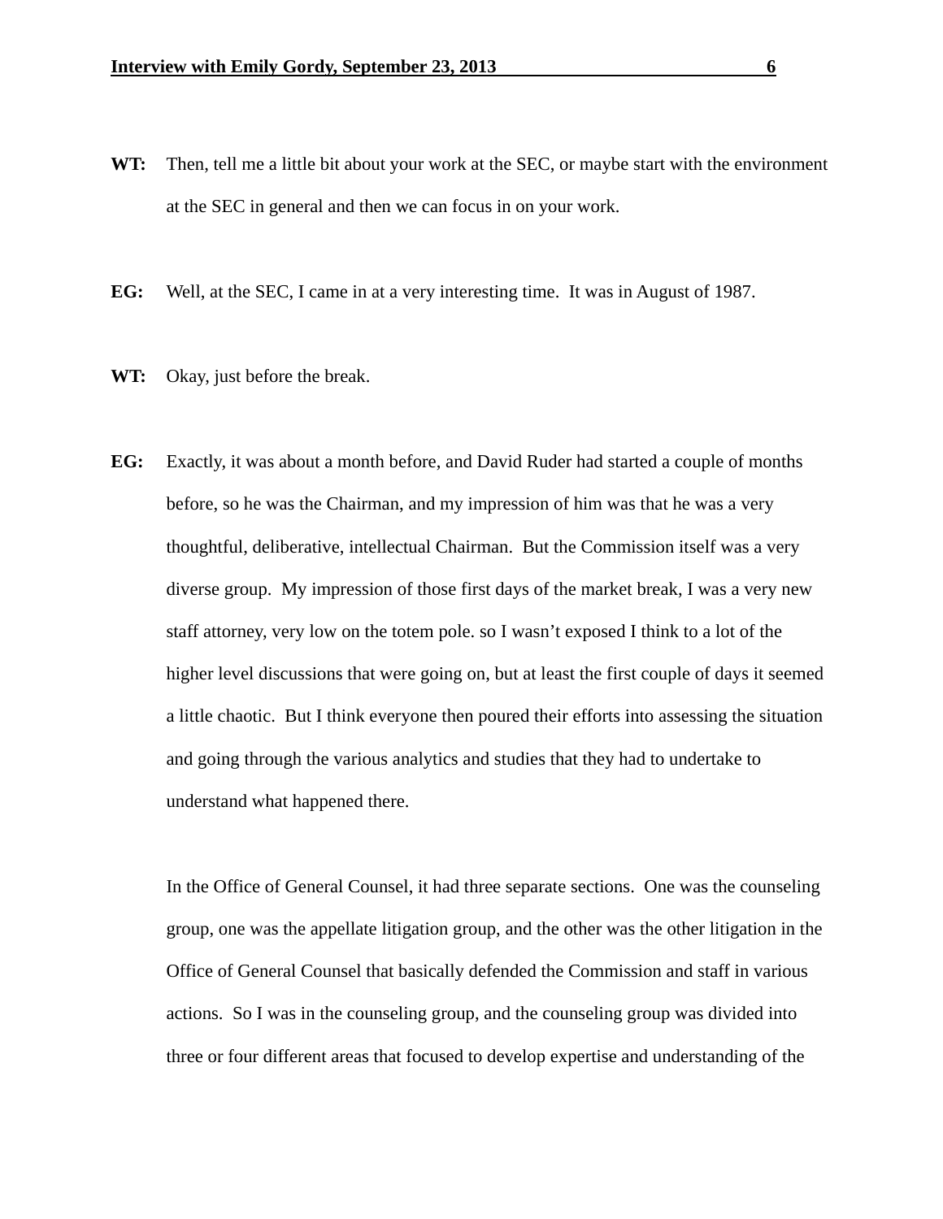**WT:** Then, tell me a little bit about your work at the SEC, or maybe start with the environment at the SEC in general and then we can focus in on your work.

**EG:** Well, at the SEC, I came in at a very interesting time. It was in August of 1987.

**WT:** Okay, just before the break.

**EG:** Exactly, it was about a month before, and David Ruder had started a couple of months before, so he was the Chairman, and my impression of him was that he was a very thoughtful, deliberative, intellectual Chairman. But the Commission itself was a very diverse group. My impression of those first days of the market break, I was a very new staff attorney, very low on the totem pole. so I wasn't exposed I think to a lot of the higher level discussions that were going on, but at least the first couple of days it seemed a little chaotic. But I think everyone then poured their efforts into assessing the situation and going through the various analytics and studies that they had to undertake to understand what happened there.

In the Office of General Counsel, it had three separate sections. One was the counseling group, one was the appellate litigation group, and the other was the other litigation in the Office of General Counsel that basically defended the Commission and staff in various actions. So I was in the counseling group, and the counseling group was divided into three or four different areas that focused to develop expertise and understanding of the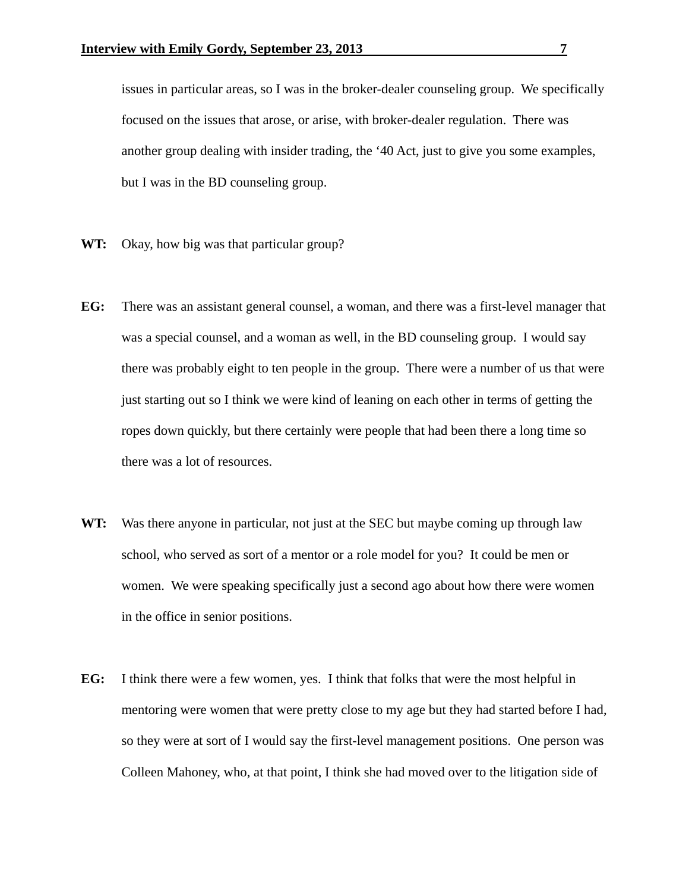issues in particular areas, so I was in the broker-dealer counseling group. We specifically focused on the issues that arose, or arise, with broker-dealer regulation. There was another group dealing with insider trading, the ‘40 Act, just to give you some examples, but I was in the BD counseling group.

**WT:** Okay, how big was that particular group?

**EG:** There was an assistant general counsel, a woman, and there was a first-level manager that was a special counsel, and a woman as well, in the BD counseling group. I would say there was probably eight to ten people in the group. There were a number of us that were just starting out so I think we were kind of leaning on each other in terms of getting the ropes down quickly, but there certainly were people that had been there a long time so there was a lot of resources.

**WT:** Was there anyone in particular, not just at the SEC but maybe coming up through law school, who served as sort of a mentor or a role model for you? It could be men or women. We were speaking specifically just a second ago about how there were women in the office in senior positions.

**EG:** I think there were a few women, yes. I think that folks that were the most helpful in mentoring were women that were pretty close to my age but they had started before I had, so they were at sort of I would say the first-level management positions. One person was Colleen Mahoney, who, at that point, I think she had moved over to the litigation side of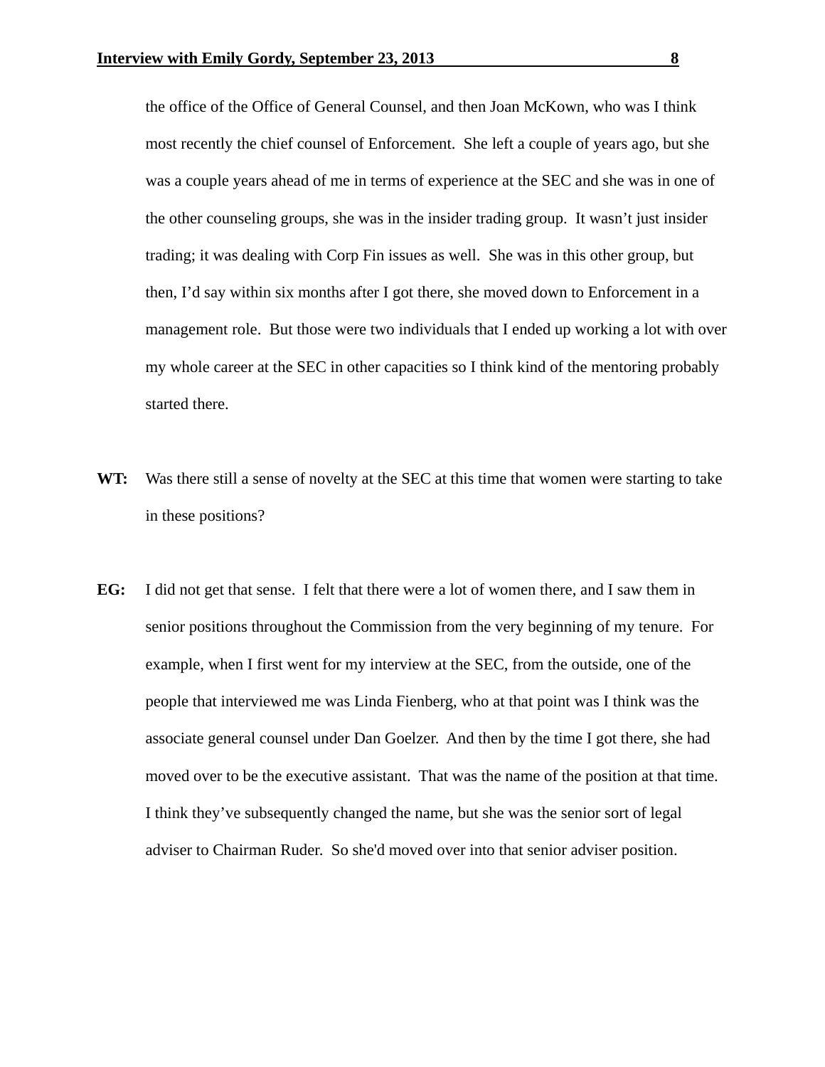the office of the Office of General Counsel, and then Joan McKown, who was I think most recently the chief counsel of Enforcement. She left a couple of years ago, but she was a couple years ahead of me in terms of experience at the SEC and she was in one of the other counseling groups, she was in the insider trading group. It wasn't just insider trading; it was dealing with Corp Fin issues as well. She was in this other group, but then, I'd say within six months after I got there, she moved down to Enforcement in a management role. But those were two individuals that I ended up working a lot with over my whole career at the SEC in other capacities so I think kind of the mentoring probably started there.

**WT:** Was there still a sense of novelty at the SEC at this time that women were starting to take in these positions?

**EG:** I did not get that sense. I felt that there were a lot of women there, and I saw them in senior positions throughout the Commission from the very beginning of my tenure. For example, when I first went for my interview at the SEC, from the outside, one of the people that interviewed me was Linda Fienberg, who at that point was I think was the associate general counsel under Dan Goelzer. And then by the time I got there, she had moved over to be the executive assistant. That was the name of the position at that time. I think they've subsequently changed the name, but she was the senior sort of legal adviser to Chairman Ruder. So she'd moved over into that senior adviser position.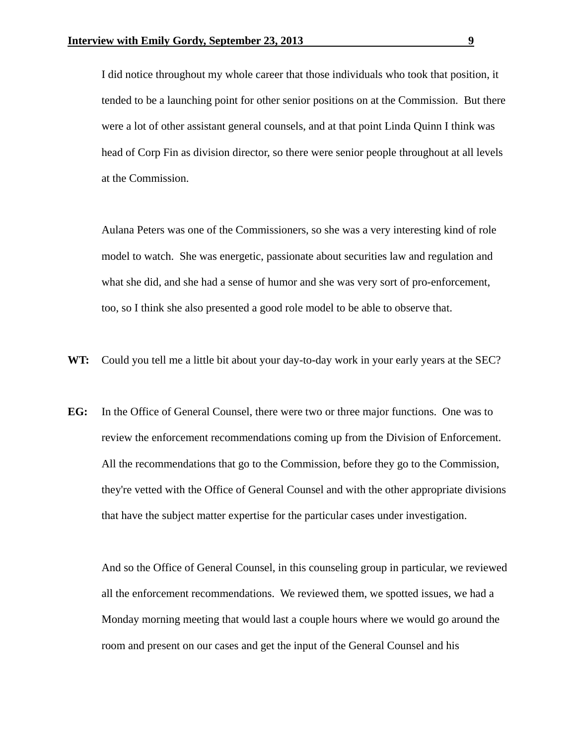I did notice throughout my whole career that those individuals who took that position, it tended to be a launching point for other senior positions on at the Commission. But there were a lot of other assistant general counsels, and at that point Linda Quinn I think was head of Corp Fin as division director, so there were senior people throughout at all levels at the Commission.

Aulana Peters was one of the Commissioners, so she was a very interesting kind of role model to watch. She was energetic, passionate about securities law and regulation and what she did, and she had a sense of humor and she was very sort of pro-enforcement, too, so I think she also presented a good role model to be able to observe that.

**WT:** Could you tell me a little bit about your day-to-day work in your early years at the SEC?

**EG:** In the Office of General Counsel, there were two or three major functions. One was to review the enforcement recommendations coming up from the Division of Enforcement. All the recommendations that go to the Commission, before they go to the Commission, they're vetted with the Office of General Counsel and with the other appropriate divisions that have the subject matter expertise for the particular cases under investigation.

And so the Office of General Counsel, in this counseling group in particular, we reviewed all the enforcement recommendations. We reviewed them, we spotted issues, we had a Monday morning meeting that would last a couple hours where we would go around the room and present on our cases and get the input of the General Counsel and his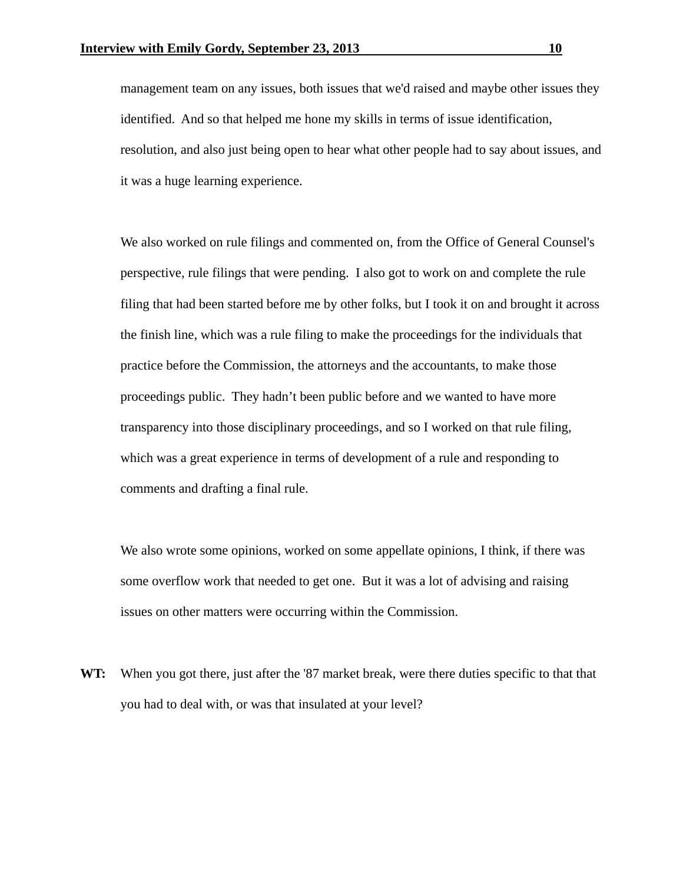management team on any issues, both issues that we'd raised and maybe other issues they identified. And so that helped me hone my skills in terms of issue identification, resolution, and also just being open to hear what other people had to say about issues, and it was a huge learning experience.

We also worked on rule filings and commented on, from the Office of General Counsel's perspective, rule filings that were pending. I also got to work on and complete the rule filing that had been started before me by other folks, but I took it on and brought it across the finish line, which was a rule filing to make the proceedings for the individuals that practice before the Commission, the attorneys and the accountants, to make those proceedings public. They hadn't been public before and we wanted to have more transparency into those disciplinary proceedings, and so I worked on that rule filing, which was a great experience in terms of development of a rule and responding to comments and drafting a final rule.

We also wrote some opinions, worked on some appellate opinions, I think, if there was some overflow work that needed to get one. But it was a lot of advising and raising issues on other matters were occurring within the Commission.

**WT:** When you got there, just after the '87 market break, were there duties specific to that that you had to deal with, or was that insulated at your level?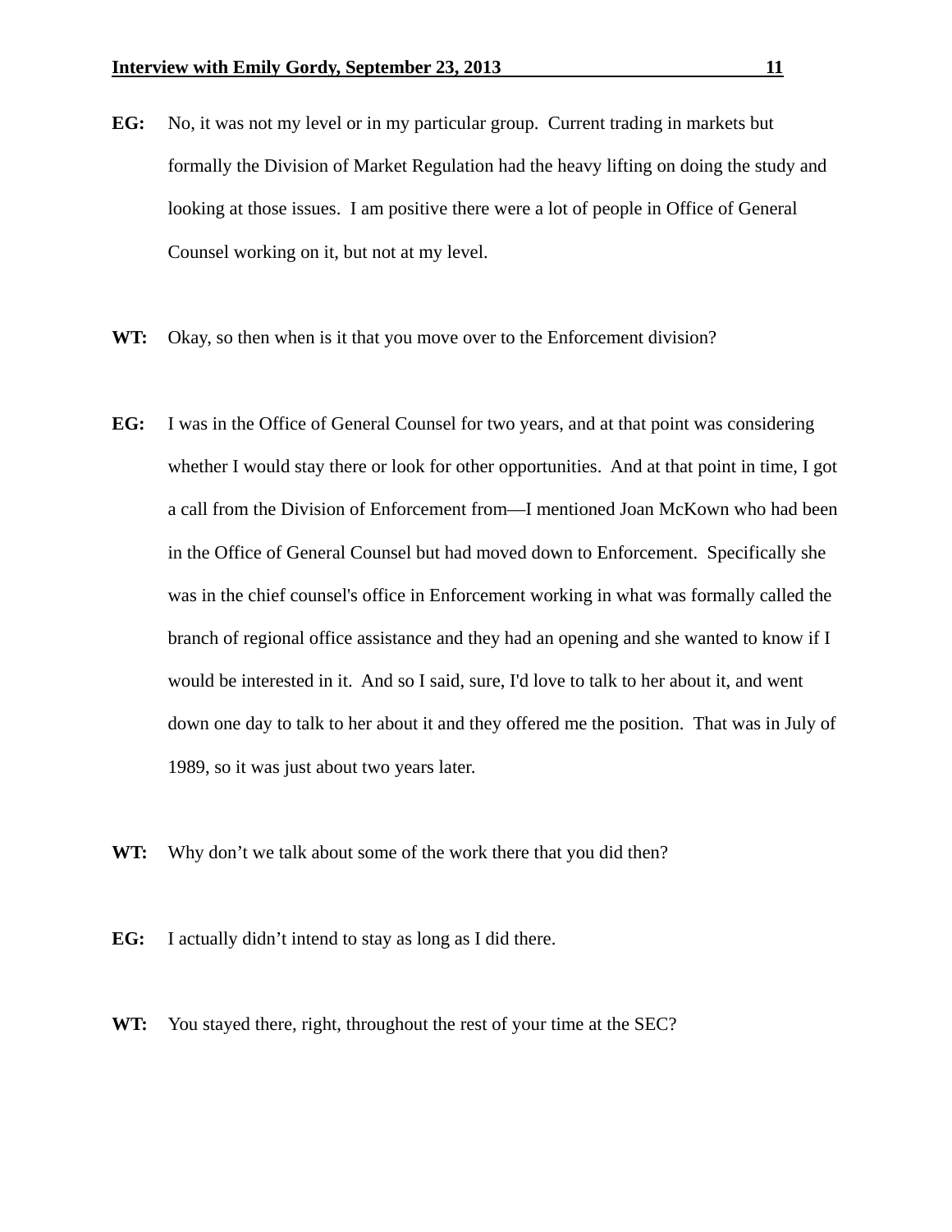**EG:** No, it was not my level or in my particular group. Current trading in markets but formally the Division of Market Regulation had the heavy lifting on doing the study and looking at those issues. I am positive there were a lot of people in Office of General Counsel working on it, but not at my level.

**WT:** Okay, so then when is it that you move over to the Enforcement division?

**EG:** I was in the Office of General Counsel for two years, and at that point was considering whether I would stay there or look for other opportunities. And at that point in time, I got a call from the Division of Enforcement from—I mentioned Joan McKown who had been in the Office of General Counsel but had moved down to Enforcement. Specifically she was in the chief counsel's office in Enforcement working in what was formally called the branch of regional office assistance and they had an opening and she wanted to know if I would be interested in it. And so I said, sure, I'd love to talk to her about it, and went down one day to talk to her about it and they offered me the position. That was in July of 1989, so it was just about two years later.

**WT:** Why don't we talk about some of the work there that you did then?

**EG:** I actually didn't intend to stay as long as I did there.

**WT:** You stayed there, right, throughout the rest of your time at the SEC?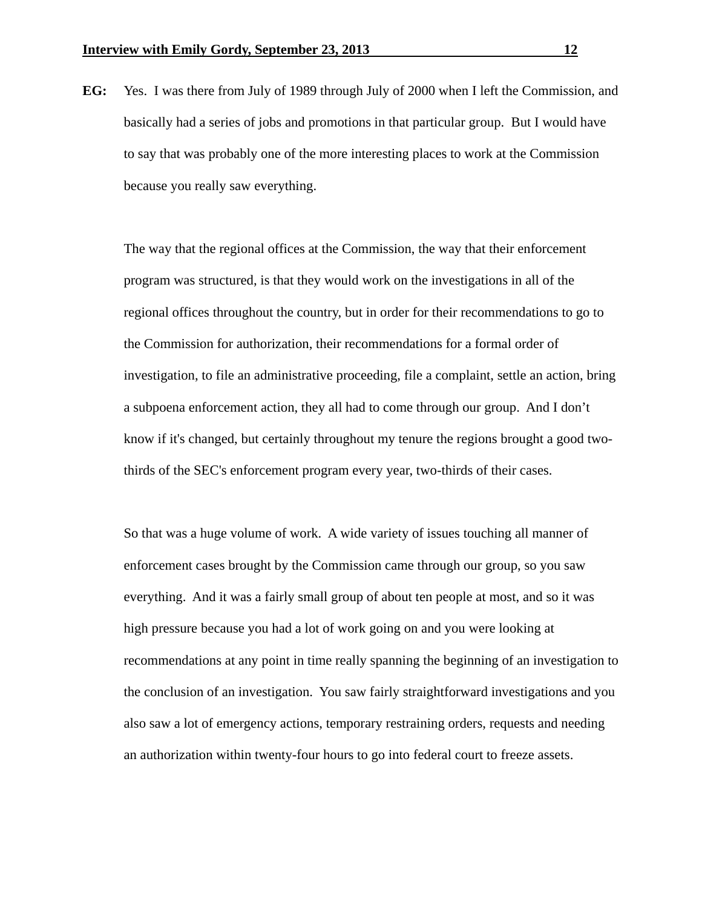**EG:** Yes. I was there from July of 1989 through July of 2000 when I left the Commission, and basically had a series of jobs and promotions in that particular group. But I would have to say that was probably one of the more interesting places to work at the Commission because you really saw everything.

The way that the regional offices at the Commission, the way that their enforcement program was structured, is that they would work on the investigations in all of the regional offices throughout the country, but in order for their recommendations to go to the Commission for authorization, their recommendations for a formal order of investigation, to file an administrative proceeding, file a complaint, settle an action, bring a subpoena enforcement action, they all had to come through our group. And I don't know if it's changed, but certainly throughout my tenure the regions brought a good two-thirds of the SEC's enforcement program every year, two-thirds of their cases.

So that was a huge volume of work. A wide variety of issues touching all manner of enforcement cases brought by the Commission came through our group, so you saw everything. And it was a fairly small group of about ten people at most, and so it was high pressure because you had a lot of work going on and you were looking at recommendations at any point in time really spanning the beginning of an investigation to the conclusion of an investigation. You saw fairly straightforward investigations and you also saw a lot of emergency actions, temporary restraining orders, requests and needing an authorization within twenty-four hours to go into federal court to freeze assets.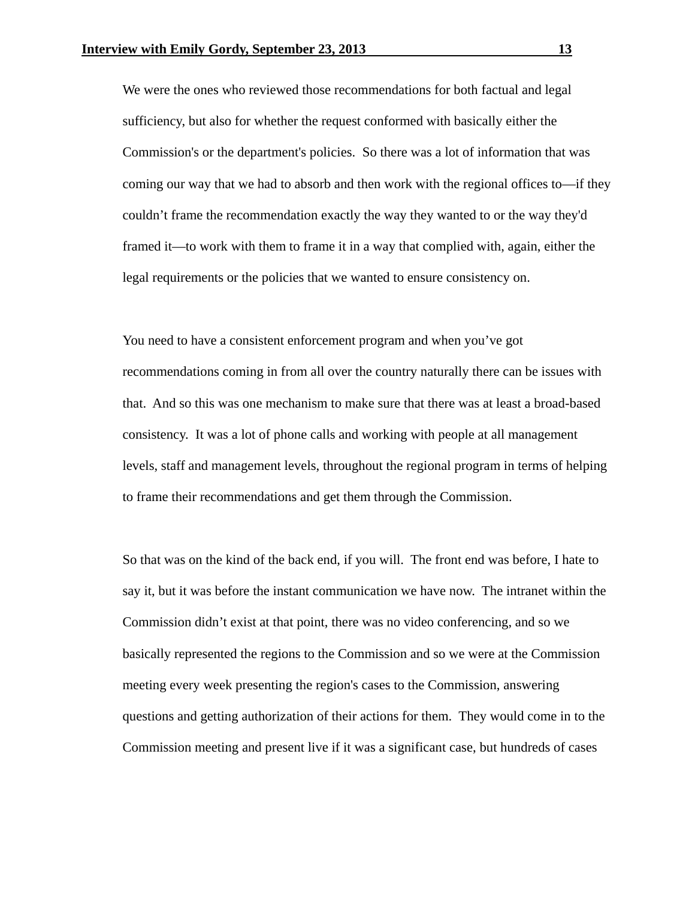We were the ones who reviewed those recommendations for both factual and legal sufficiency, but also for whether the request conformed with basically either the Commission's or the department's policies. So there was a lot of information that was coming our way that we had to absorb and then work with the regional offices to—if they couldn't frame the recommendation exactly the way they wanted to or the way they'd framed it—to work with them to frame it in a way that complied with, again, either the legal requirements or the policies that we wanted to ensure consistency on.

You need to have a consistent enforcement program and when you've got recommendations coming in from all over the country naturally there can be issues with that. And so this was one mechanism to make sure that there was at least a broad-based consistency. It was a lot of phone calls and working with people at all management levels, staff and management levels, throughout the regional program in terms of helping to frame their recommendations and get them through the Commission.

So that was on the kind of the back end, if you will. The front end was before, I hate to say it, but it was before the instant communication we have now. The intranet within the Commission didn't exist at that point, there was no video conferencing, and so we basically represented the regions to the Commission and so we were at the Commission meeting every week presenting the region's cases to the Commission, answering questions and getting authorization of their actions for them. They would come in to the Commission meeting and present live if it was a significant case, but hundreds of cases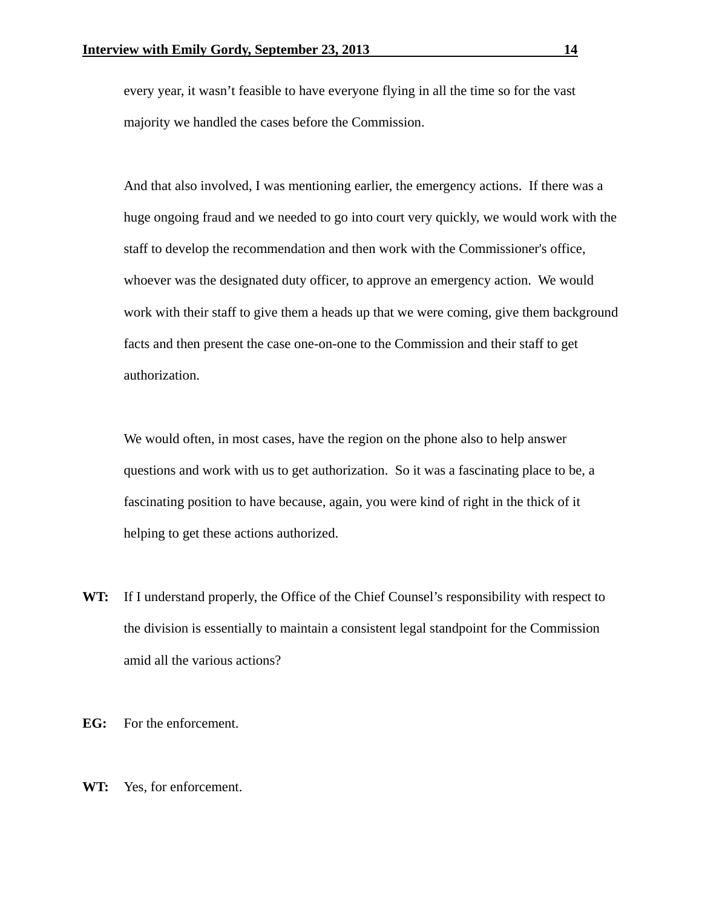every year, it wasn't feasible to have everyone flying in all the time so for the vast majority we handled the cases before the Commission.

And that also involved, I was mentioning earlier, the emergency actions. If there was a huge ongoing fraud and we needed to go into court very quickly, we would work with the staff to develop the recommendation and then work with the Commissioner's office, whoever was the designated duty officer, to approve an emergency action. We would work with their staff to give them a heads up that we were coming, give them background facts and then present the case one-on-one to the Commission and their staff to get authorization.

We would often, in most cases, have the region on the phone also to help answer questions and work with us to get authorization. So it was a fascinating place to be, a fascinating position to have because, again, you were kind of right in the thick of it helping to get these actions authorized.

**WT:** If I understand properly, the Office of the Chief Counsel's responsibility with respect to the division is essentially to maintain a consistent legal standpoint for the Commission amid all the various actions?

**EG:** For the enforcement.

**WT:** Yes, for enforcement.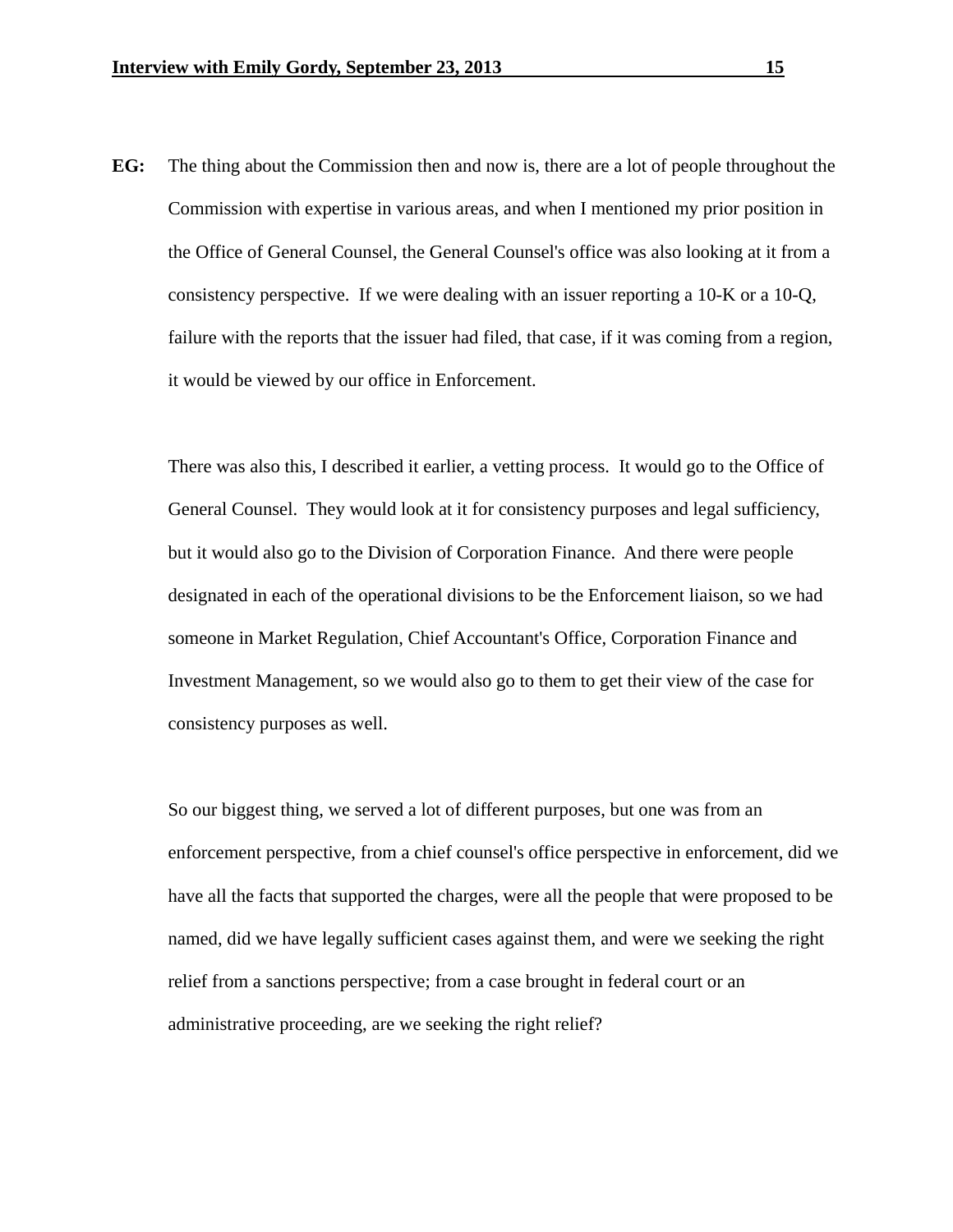**EG:** The thing about the Commission then and now is, there are a lot of people throughout the Commission with expertise in various areas, and when I mentioned my prior position in the Office of General Counsel, the General Counsel's office was also looking at it from a consistency perspective. If we were dealing with an issuer reporting a 10-K or a 10-Q, failure with the reports that the issuer had filed, that case, if it was coming from a region, it would be viewed by our office in Enforcement.

There was also this, I described it earlier, a vetting process. It would go to the Office of General Counsel. They would look at it for consistency purposes and legal sufficiency, but it would also go to the Division of Corporation Finance. And there were people designated in each of the operational divisions to be the Enforcement liaison, so we had someone in Market Regulation, Chief Accountant's Office, Corporation Finance and Investment Management, so we would also go to them to get their view of the case for consistency purposes as well.

So our biggest thing, we served a lot of different purposes, but one was from an enforcement perspective, from a chief counsel's office perspective in enforcement, did we have all the facts that supported the charges, were all the people that were proposed to be named, did we have legally sufficient cases against them, and were we seeking the right relief from a sanctions perspective; from a case brought in federal court or an administrative proceeding, are we seeking the right relief?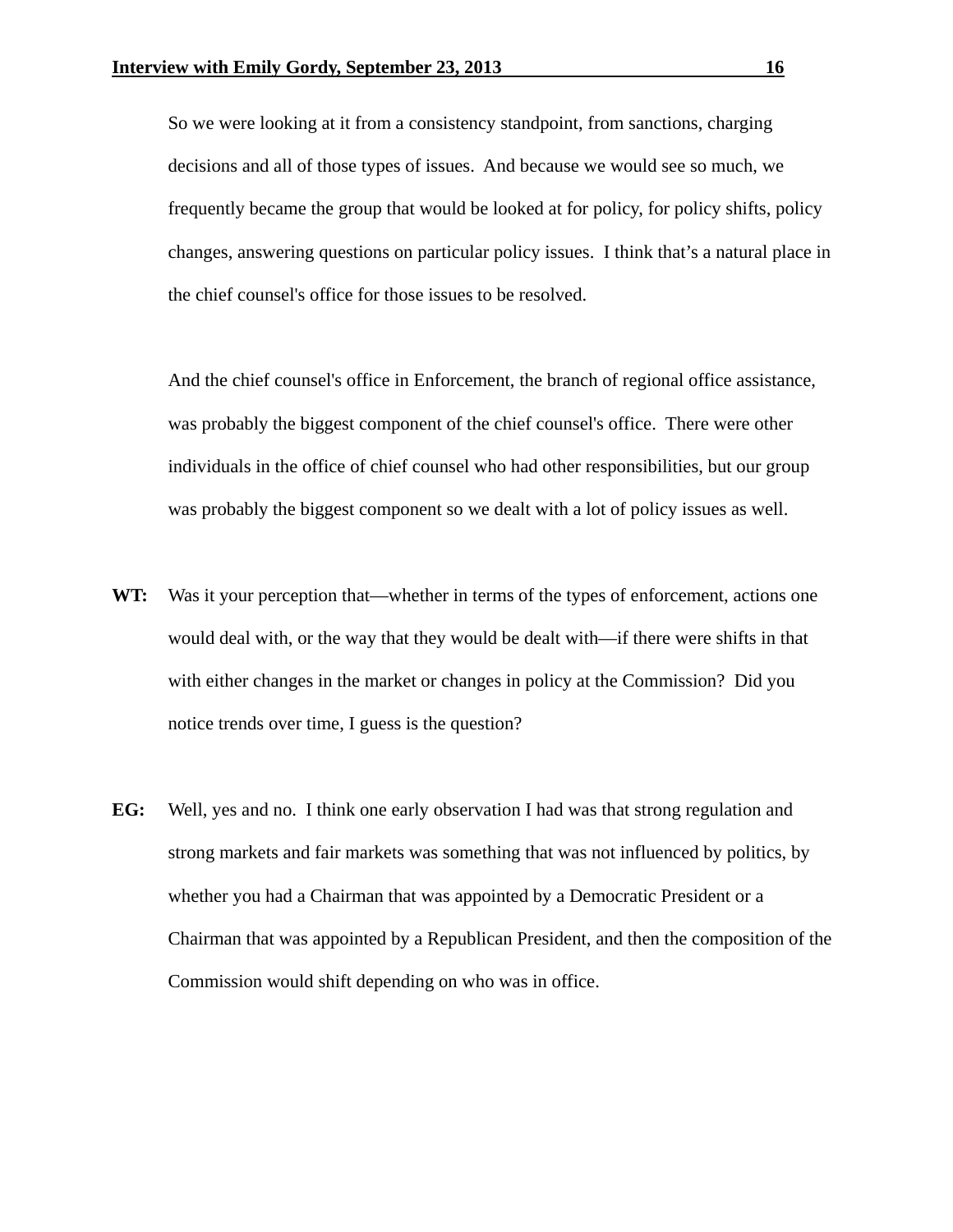So we were looking at it from a consistency standpoint, from sanctions, charging decisions and all of those types of issues. And because we would see so much, we frequently became the group that would be looked at for policy, for policy shifts, policy changes, answering questions on particular policy issues. I think that's a natural place in the chief counsel's office for those issues to be resolved.

And the chief counsel's office in Enforcement, the branch of regional office assistance, was probably the biggest component of the chief counsel's office. There were other individuals in the office of chief counsel who had other responsibilities, but our group was probably the biggest component so we dealt with a lot of policy issues as well.

**WT:** Was it your perception that—whether in terms of the types of enforcement, actions one would deal with, or the way that they would be dealt with—if there were shifts in that with either changes in the market or changes in policy at the Commission? Did you notice trends over time, I guess is the question?

**EG:** Well, yes and no. I think one early observation I had was that strong regulation and strong markets and fair markets was something that was not influenced by politics, by whether you had a Chairman that was appointed by a Democratic President or a Chairman that was appointed by a Republican President, and then the composition of the Commission would shift depending on who was in office.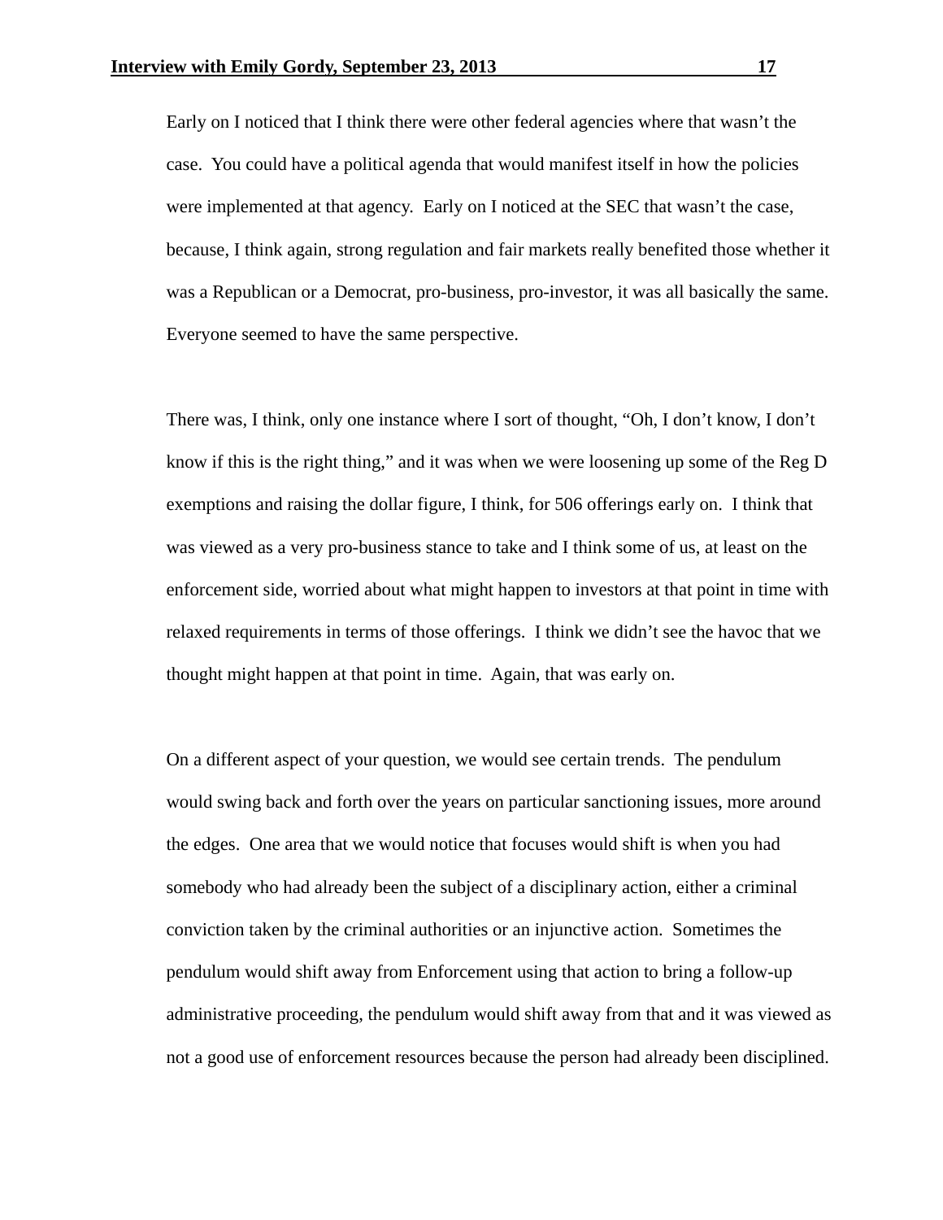Early on I noticed that I think there were other federal agencies where that wasn't the case. You could have a political agenda that would manifest itself in how the policies were implemented at that agency. Early on I noticed at the SEC that wasn't the case, because, I think again, strong regulation and fair markets really benefited those whether it was a Republican or a Democrat, pro-business, pro-investor, it was all basically the same. Everyone seemed to have the same perspective.

There was, I think, only one instance where I sort of thought, "Oh, I don't know, I don't know if this is the right thing," and it was when we were loosening up some of the Reg D exemptions and raising the dollar figure, I think, for 506 offerings early on. I think that was viewed as a very pro-business stance to take and I think some of us, at least on the enforcement side, worried about what might happen to investors at that point in time with relaxed requirements in terms of those offerings. I think we didn't see the havoc that we thought might happen at that point in time. Again, that was early on.

On a different aspect of your question, we would see certain trends. The pendulum would swing back and forth over the years on particular sanctioning issues, more around the edges. One area that we would notice that focuses would shift is when you had somebody who had already been the subject of a disciplinary action, either a criminal conviction taken by the criminal authorities or an injunctive action. Sometimes the pendulum would shift away from Enforcement using that action to bring a follow-up administrative proceeding, the pendulum would shift away from that and it was viewed as not a good use of enforcement resources because the person had already been disciplined.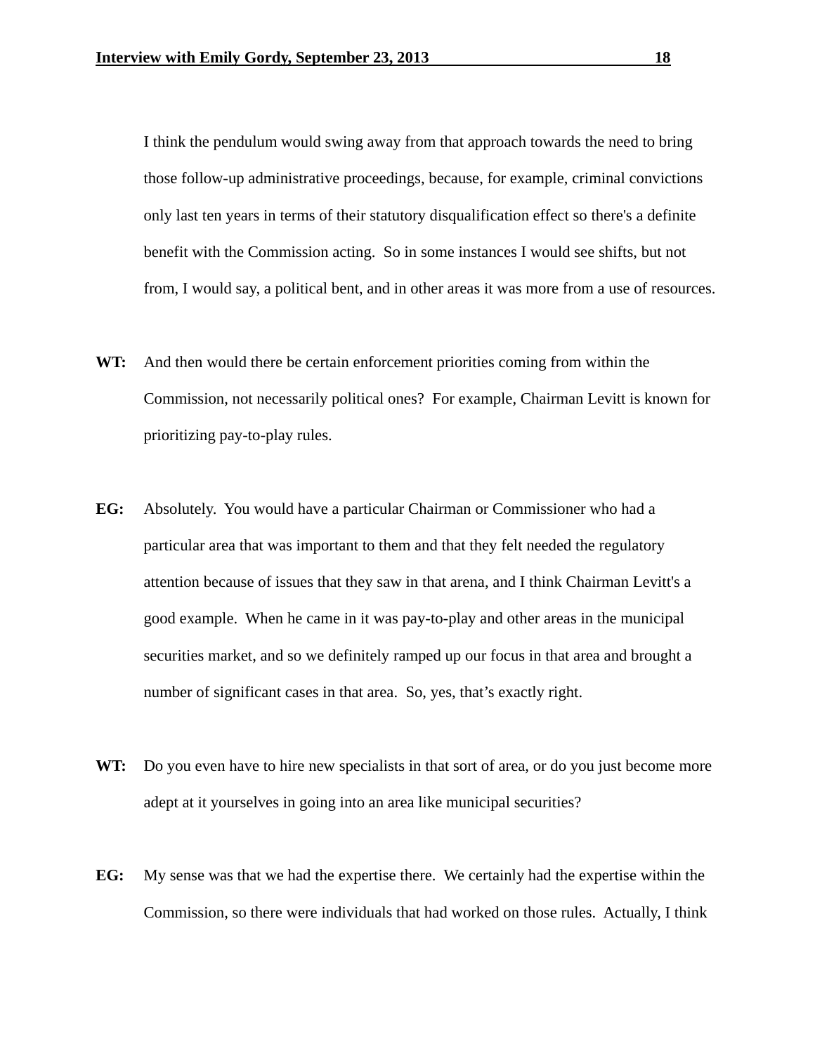I think the pendulum would swing away from that approach towards the need to bring those follow-up administrative proceedings, because, for example, criminal convictions only last ten years in terms of their statutory disqualification effect so there's a definite benefit with the Commission acting. So in some instances I would see shifts, but not from, I would say, a political bent, and in other areas it was more from a use of resources.

**WT:** And then would there be certain enforcement priorities coming from within the Commission, not necessarily political ones? For example, Chairman Levitt is known for prioritizing pay-to-play rules.

**EG:** Absolutely. You would have a particular Chairman or Commissioner who had a particular area that was important to them and that they felt needed the regulatory attention because of issues that they saw in that arena, and I think Chairman Levitt's a good example. When he came in it was pay-to-play and other areas in the municipal securities market, and so we definitely ramped up our focus in that area and brought a number of significant cases in that area. So, yes, that's exactly right.

**WT:** Do you even have to hire new specialists in that sort of area, or do you just become more adept at it yourselves in going into an area like municipal securities?

**EG:** My sense was that we had the expertise there. We certainly had the expertise within the Commission, so there were individuals that had worked on those rules. Actually, I think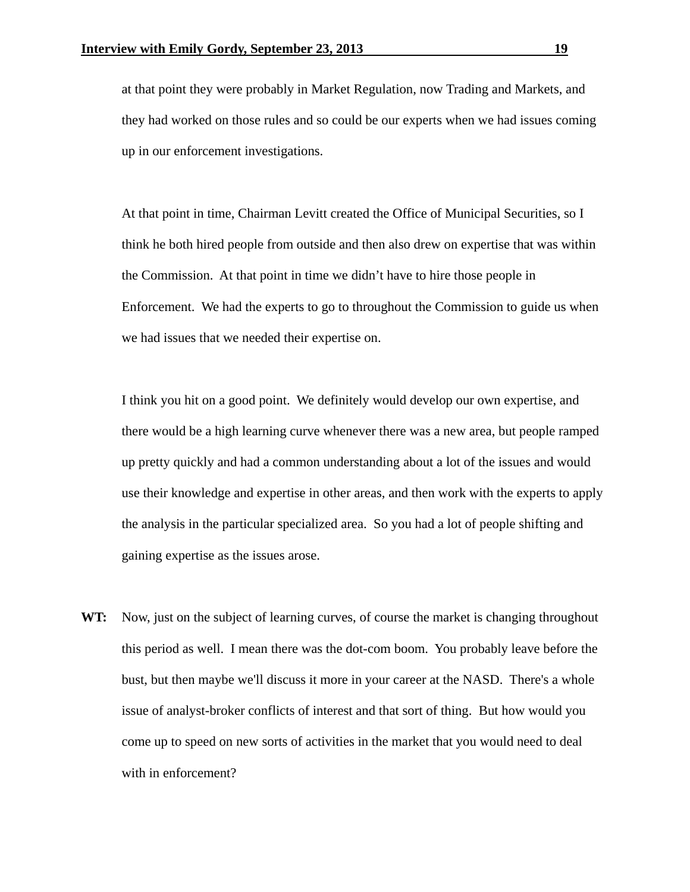at that point they were probably in Market Regulation, now Trading and Markets, and they had worked on those rules and so could be our experts when we had issues coming up in our enforcement investigations.

At that point in time, Chairman Levitt created the Office of Municipal Securities, so I think he both hired people from outside and then also drew on expertise that was within the Commission. At that point in time we didn't have to hire those people in Enforcement. We had the experts to go to throughout the Commission to guide us when we had issues that we needed their expertise on.

I think you hit on a good point. We definitely would develop our own expertise, and there would be a high learning curve whenever there was a new area, but people ramped up pretty quickly and had a common understanding about a lot of the issues and would use their knowledge and expertise in other areas, and then work with the experts to apply the analysis in the particular specialized area. So you had a lot of people shifting and gaining expertise as the issues arose.

**WT:** Now, just on the subject of learning curves, of course the market is changing throughout this period as well. I mean there was the dot-com boom. You probably leave before the bust, but then maybe we'll discuss it more in your career at the NASD. There's a whole issue of analyst-broker conflicts of interest and that sort of thing. But how would you come up to speed on new sorts of activities in the market that you would need to deal with in enforcement?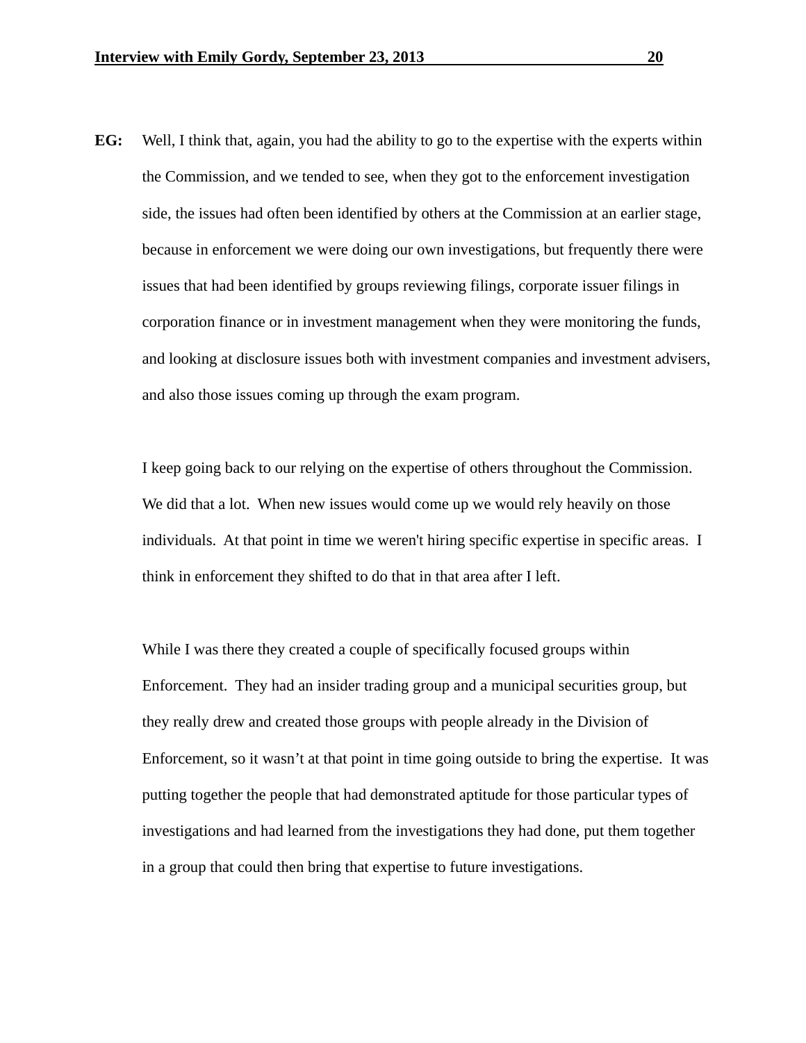**EG:** Well, I think that, again, you had the ability to go to the expertise with the experts within the Commission, and we tended to see, when they got to the enforcement investigation side, the issues had often been identified by others at the Commission at an earlier stage, because in enforcement we were doing our own investigations, but frequently there were issues that had been identified by groups reviewing filings, corporate issuer filings in corporation finance or in investment management when they were monitoring the funds, and looking at disclosure issues both with investment companies and investment advisers, and also those issues coming up through the exam program.

I keep going back to our relying on the expertise of others throughout the Commission. We did that a lot. When new issues would come up we would rely heavily on those individuals. At that point in time we weren't hiring specific expertise in specific areas. I think in enforcement they shifted to do that in that area after I left.

While I was there they created a couple of specifically focused groups within Enforcement. They had an insider trading group and a municipal securities group, but they really drew and created those groups with people already in the Division of Enforcement, so it wasn’t at that point in time going outside to bring the expertise. It was putting together the people that had demonstrated aptitude for those particular types of investigations and had learned from the investigations they had done, put them together in a group that could then bring that expertise to future investigations.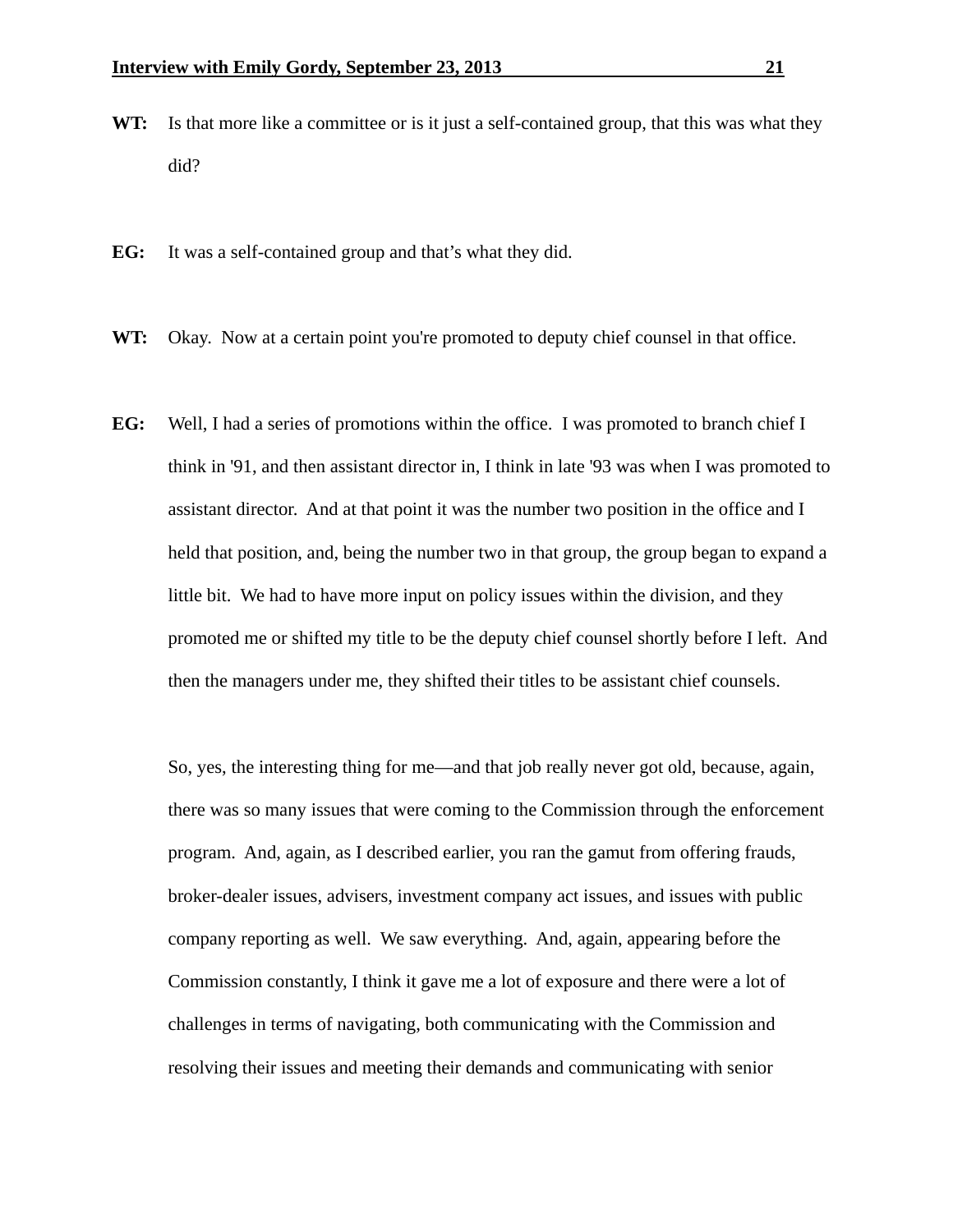**WT:** Is that more like a committee or is it just a self-contained group, that this was what they did?

**EG:** It was a self-contained group and that's what they did.

**WT:** Okay. Now at a certain point you're promoted to deputy chief counsel in that office.

**EG:** Well, I had a series of promotions within the office. I was promoted to branch chief I think in '91, and then assistant director in, I think in late '93 was when I was promoted to assistant director. And at that point it was the number two position in the office and I held that position, and, being the number two in that group, the group began to expand a little bit. We had to have more input on policy issues within the division, and they promoted me or shifted my title to be the deputy chief counsel shortly before I left. And then the managers under me, they shifted their titles to be assistant chief counsels.

So, yes, the interesting thing for me—and that job really never got old, because, again, there was so many issues that were coming to the Commission through the enforcement program. And, again, as I described earlier, you ran the gamut from offering frauds, broker-dealer issues, advisers, investment company act issues, and issues with public company reporting as well. We saw everything. And, again, appearing before the Commission constantly, I think it gave me a lot of exposure and there were a lot of challenges in terms of navigating, both communicating with the Commission and resolving their issues and meeting their demands and communicating with senior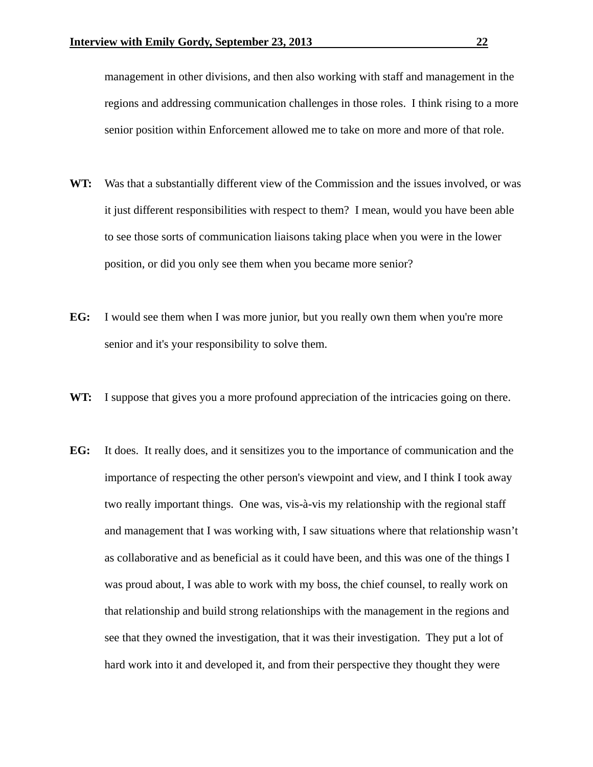management in other divisions, and then also working with staff and management in the regions and addressing communication challenges in those roles. I think rising to a more senior position within Enforcement allowed me to take on more and more of that role.

**WT:** Was that a substantially different view of the Commission and the issues involved, or was it just different responsibilities with respect to them? I mean, would you have been able to see those sorts of communication liaisons taking place when you were in the lower position, or did you only see them when you became more senior?

**EG:** I would see them when I was more junior, but you really own them when you're more senior and it's your responsibility to solve them.

**WT:** I suppose that gives you a more profound appreciation of the intricacies going on there.

**EG:** It does. It really does, and it sensitizes you to the importance of communication and the importance of respecting the other person's viewpoint and view, and I think I took away two really important things. One was, vis-à-vis my relationship with the regional staff and management that I was working with, I saw situations where that relationship wasn't as collaborative and as beneficial as it could have been, and this was one of the things I was proud about, I was able to work with my boss, the chief counsel, to really work on that relationship and build strong relationships with the management in the regions and see that they owned the investigation, that it was their investigation. They put a lot of hard work into it and developed it, and from their perspective they thought they were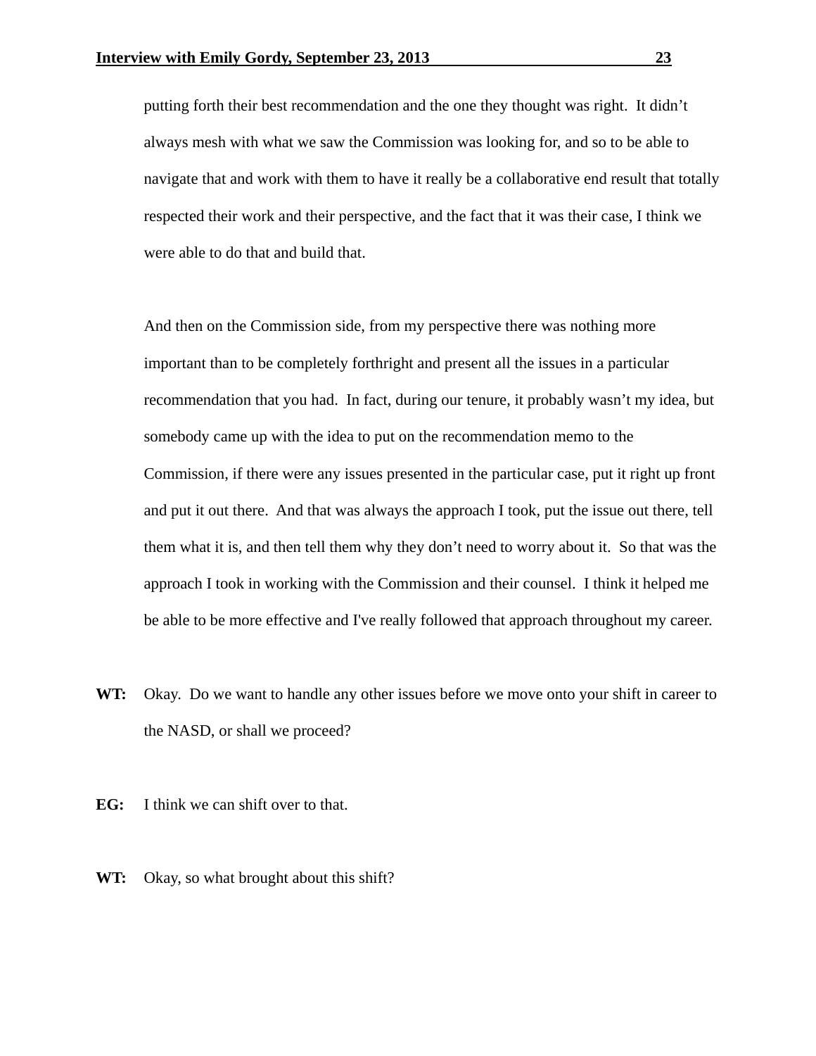putting forth their best recommendation and the one they thought was right. It didn't always mesh with what we saw the Commission was looking for, and so to be able to navigate that and work with them to have it really be a collaborative end result that totally respected their work and their perspective, and the fact that it was their case, I think we were able to do that and build that.

And then on the Commission side, from my perspective there was nothing more important than to be completely forthright and present all the issues in a particular recommendation that you had. In fact, during our tenure, it probably wasn't my idea, but somebody came up with the idea to put on the recommendation memo to the Commission, if there were any issues presented in the particular case, put it right up front and put it out there. And that was always the approach I took, put the issue out there, tell them what it is, and then tell them why they don't need to worry about it. So that was the approach I took in working with the Commission and their counsel. I think it helped me be able to be more effective and I've really followed that approach throughout my career.

**WT:** Okay. Do we want to handle any other issues before we move onto your shift in career to the NASD, or shall we proceed?

**EG:** I think we can shift over to that.

**WT:** Okay, so what brought about this shift?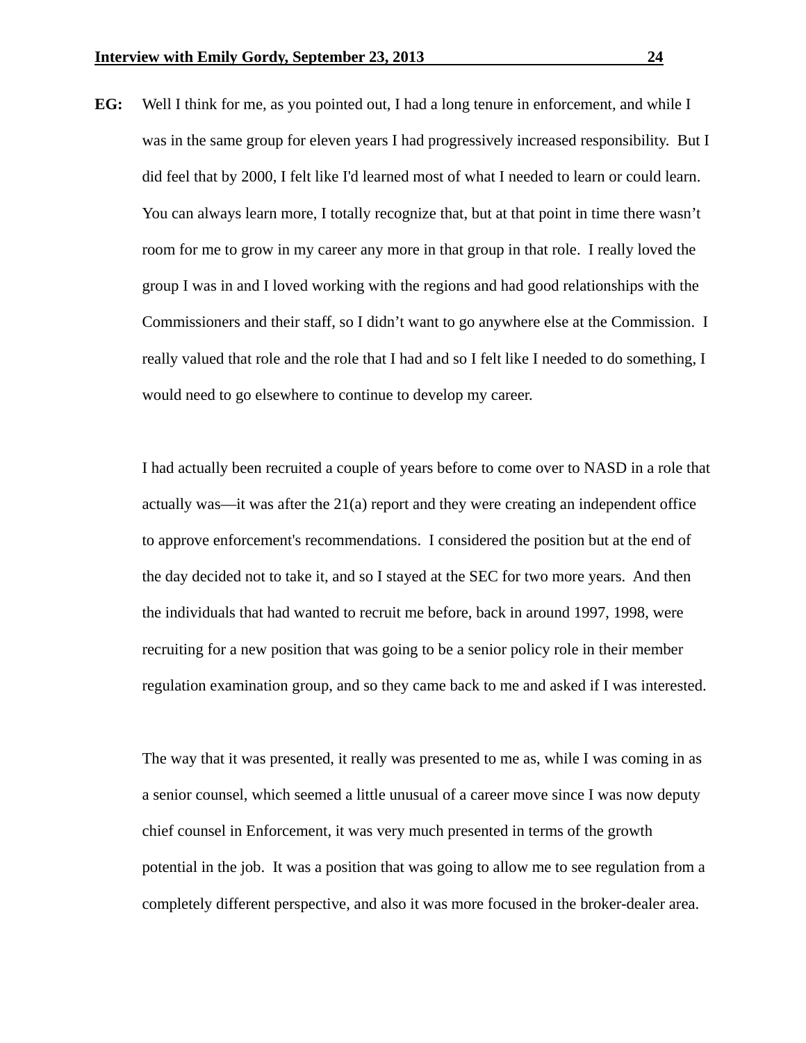**EG:** Well I think for me, as you pointed out, I had a long tenure in enforcement, and while I was in the same group for eleven years I had progressively increased responsibility. But I did feel that by 2000, I felt like I'd learned most of what I needed to learn or could learn. You can always learn more, I totally recognize that, but at that point in time there wasn't room for me to grow in my career any more in that group in that role. I really loved the group I was in and I loved working with the regions and had good relationships with the Commissioners and their staff, so I didn't want to go anywhere else at the Commission. I really valued that role and the role that I had and so I felt like I needed to do something, I would need to go elsewhere to continue to develop my career.

I had actually been recruited a couple of years before to come over to NASD in a role that actually was—it was after the 21(a) report and they were creating an independent office to approve enforcement's recommendations. I considered the position but at the end of the day decided not to take it, and so I stayed at the SEC for two more years. And then the individuals that had wanted to recruit me before, back in around 1997, 1998, were recruiting for a new position that was going to be a senior policy role in their member regulation examination group, and so they came back to me and asked if I was interested.

The way that it was presented, it really was presented to me as, while I was coming in as a senior counsel, which seemed a little unusual of a career move since I was now deputy chief counsel in Enforcement, it was very much presented in terms of the growth potential in the job. It was a position that was going to allow me to see regulation from a completely different perspective, and also it was more focused in the broker-dealer area.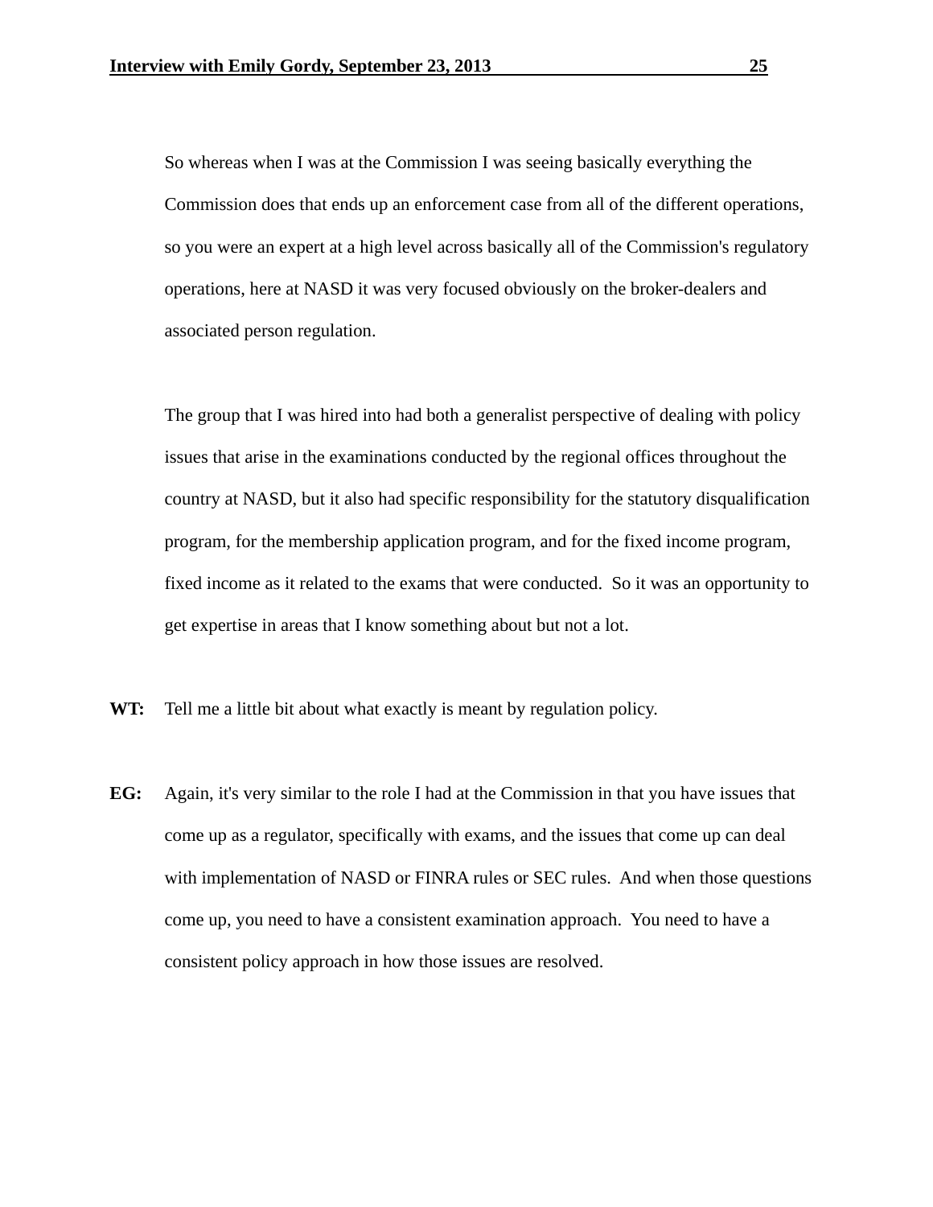So whereas when I was at the Commission I was seeing basically everything the Commission does that ends up an enforcement case from all of the different operations, so you were an expert at a high level across basically all of the Commission's regulatory operations, here at NASD it was very focused obviously on the broker-dealers and associated person regulation.

The group that I was hired into had both a generalist perspective of dealing with policy issues that arise in the examinations conducted by the regional offices throughout the country at NASD, but it also had specific responsibility for the statutory disqualification program, for the membership application program, and for the fixed income program, fixed income as it related to the exams that were conducted. So it was an opportunity to get expertise in areas that I know something about but not a lot.

**WT:** Tell me a little bit about what exactly is meant by regulation policy.

**EG:** Again, it's very similar to the role I had at the Commission in that you have issues that come up as a regulator, specifically with exams, and the issues that come up can deal with implementation of NASD or FINRA rules or SEC rules. And when those questions come up, you need to have a consistent examination approach. You need to have a consistent policy approach in how those issues are resolved.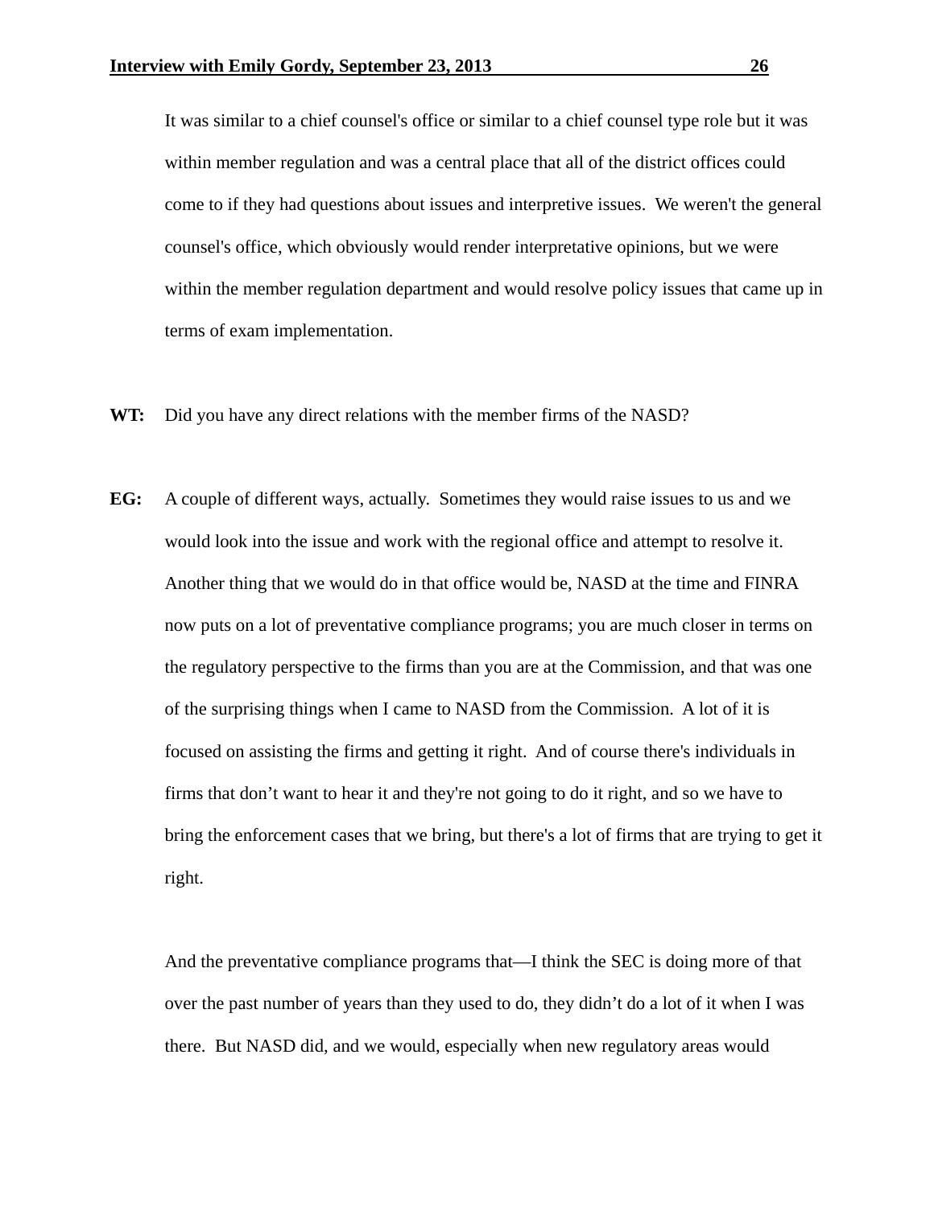It was similar to a chief counsel's office or similar to a chief counsel type role but it was within member regulation and was a central place that all of the district offices could come to if they had questions about issues and interpretive issues.  We weren't the general counsel's office, which obviously would render interpretative opinions, but we were within the member regulation department and would resolve policy issues that came up in terms of exam implementation.

**WT:** Did you have any direct relations with the member firms of the NASD?

**EG:** A couple of different ways, actually.  Sometimes they would raise issues to us and we would look into the issue and work with the regional office and attempt to resolve it.  Another thing that we would do in that office would be, NASD at the time and FINRA now puts on a lot of preventative compliance programs; you are much closer in terms on the regulatory perspective to the firms than you are at the Commission, and that was one of the surprising things when I came to NASD from the Commission.  A lot of it is focused on assisting the firms and getting it right.  And of course there's individuals in firms that don't want to hear it and they're not going to do it right, and so we have to bring the enforcement cases that we bring, but there's a lot of firms that are trying to get it right.

And the preventative compliance programs that—I think the SEC is doing more of that over the past number of years than they used to do, they didn't do a lot of it when I was there.  But NASD did, and we would, especially when new regulatory areas would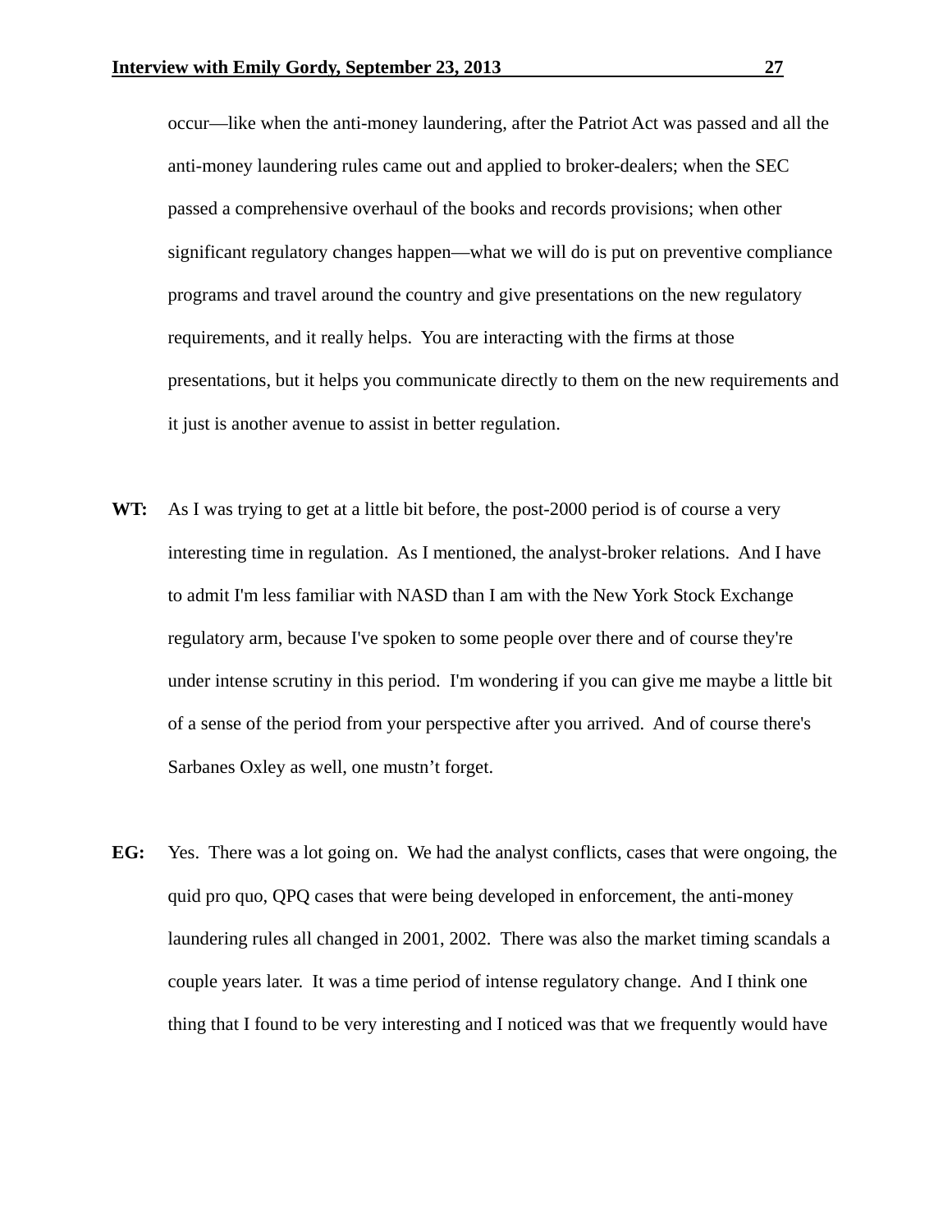occur—like when the anti-money laundering, after the Patriot Act was passed and all the anti-money laundering rules came out and applied to broker-dealers; when the SEC passed a comprehensive overhaul of the books and records provisions; when other significant regulatory changes happen—what we will do is put on preventive compliance programs and travel around the country and give presentations on the new regulatory requirements, and it really helps. You are interacting with the firms at those presentations, but it helps you communicate directly to them on the new requirements and it just is another avenue to assist in better regulation.

**WT:** As I was trying to get at a little bit before, the post-2000 period is of course a very interesting time in regulation. As I mentioned, the analyst-broker relations. And I have to admit I'm less familiar with NASD than I am with the New York Stock Exchange regulatory arm, because I've spoken to some people over there and of course they're under intense scrutiny in this period. I'm wondering if you can give me maybe a little bit of a sense of the period from your perspective after you arrived. And of course there's Sarbanes Oxley as well, one mustn't forget.

**EG:** Yes. There was a lot going on. We had the analyst conflicts, cases that were ongoing, the quid pro quo, QPQ cases that were being developed in enforcement, the anti-money laundering rules all changed in 2001, 2002. There was also the market timing scandals a couple years later. It was a time period of intense regulatory change. And I think one thing that I found to be very interesting and I noticed was that we frequently would have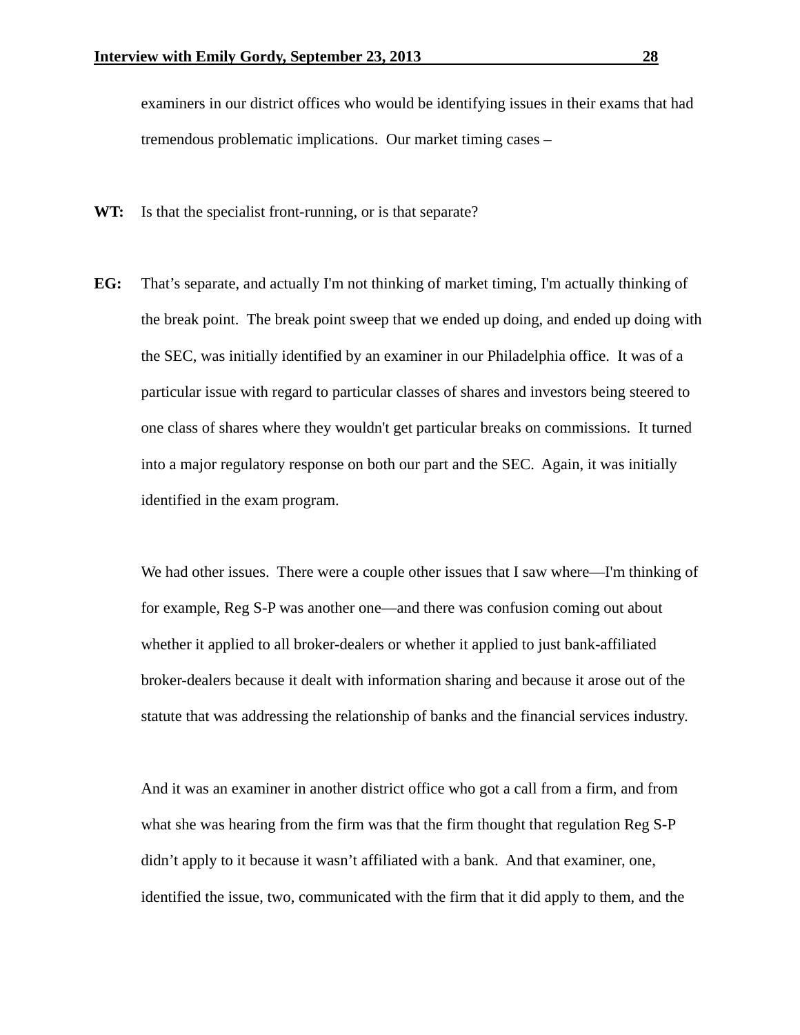examiners in our district offices who would be identifying issues in their exams that had tremendous problematic implications.  Our market timing cases –

**WT:** Is that the specialist front-running, or is that separate?

**EG:** That's separate, and actually I'm not thinking of market timing, I'm actually thinking of the break point.  The break point sweep that we ended up doing, and ended up doing with the SEC, was initially identified by an examiner in our Philadelphia office.  It was of a particular issue with regard to particular classes of shares and investors being steered to one class of shares where they wouldn't get particular breaks on commissions.  It turned into a major regulatory response on both our part and the SEC.  Again, it was initially identified in the exam program.

We had other issues.  There were a couple other issues that I saw where—I'm thinking of for example, Reg S-P was another one—and there was confusion coming out about whether it applied to all broker-dealers or whether it applied to just bank-affiliated broker-dealers because it dealt with information sharing and because it arose out of the statute that was addressing the relationship of banks and the financial services industry.

And it was an examiner in another district office who got a call from a firm, and from what she was hearing from the firm was that the firm thought that regulation Reg S-P didn't apply to it because it wasn't affiliated with a bank.  And that examiner, one, identified the issue, two, communicated with the firm that it did apply to them, and the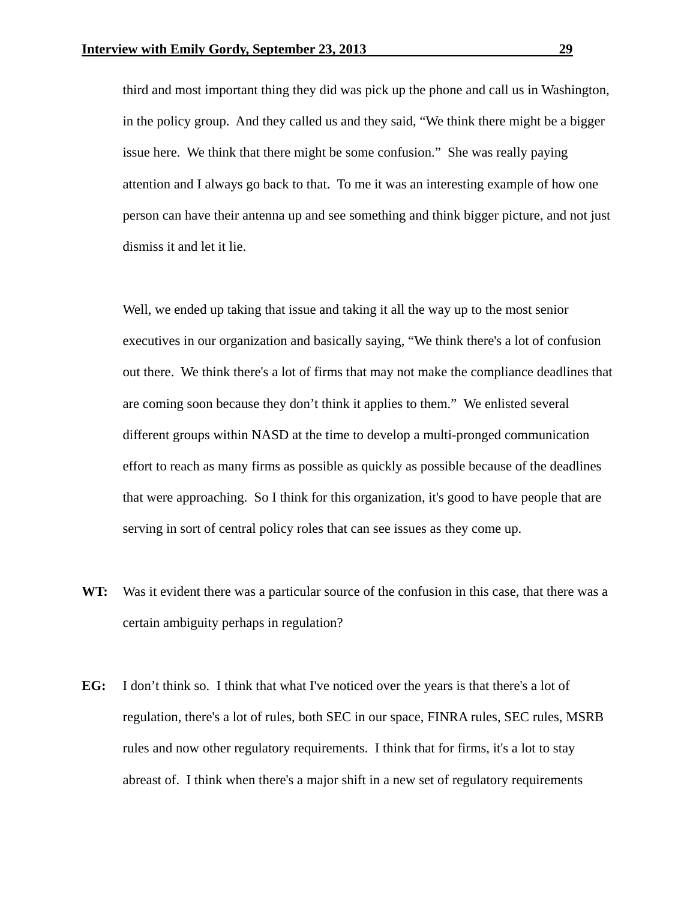third and most important thing they did was pick up the phone and call us in Washington, in the policy group. And they called us and they said, "We think there might be a bigger issue here. We think that there might be some confusion." She was really paying attention and I always go back to that. To me it was an interesting example of how one person can have their antenna up and see something and think bigger picture, and not just dismiss it and let it lie.

Well, we ended up taking that issue and taking it all the way up to the most senior executives in our organization and basically saying, "We think there's a lot of confusion out there. We think there's a lot of firms that may not make the compliance deadlines that are coming soon because they don't think it applies to them." We enlisted several different groups within NASD at the time to develop a multi-pronged communication effort to reach as many firms as possible as quickly as possible because of the deadlines that were approaching. So I think for this organization, it's good to have people that are serving in sort of central policy roles that can see issues as they come up.

**WT:** Was it evident there was a particular source of the confusion in this case, that there was a certain ambiguity perhaps in regulation?

**EG:** I don't think so. I think that what I've noticed over the years is that there's a lot of regulation, there's a lot of rules, both SEC in our space, FINRA rules, SEC rules, MSRB rules and now other regulatory requirements. I think that for firms, it's a lot to stay abreast of. I think when there's a major shift in a new set of regulatory requirements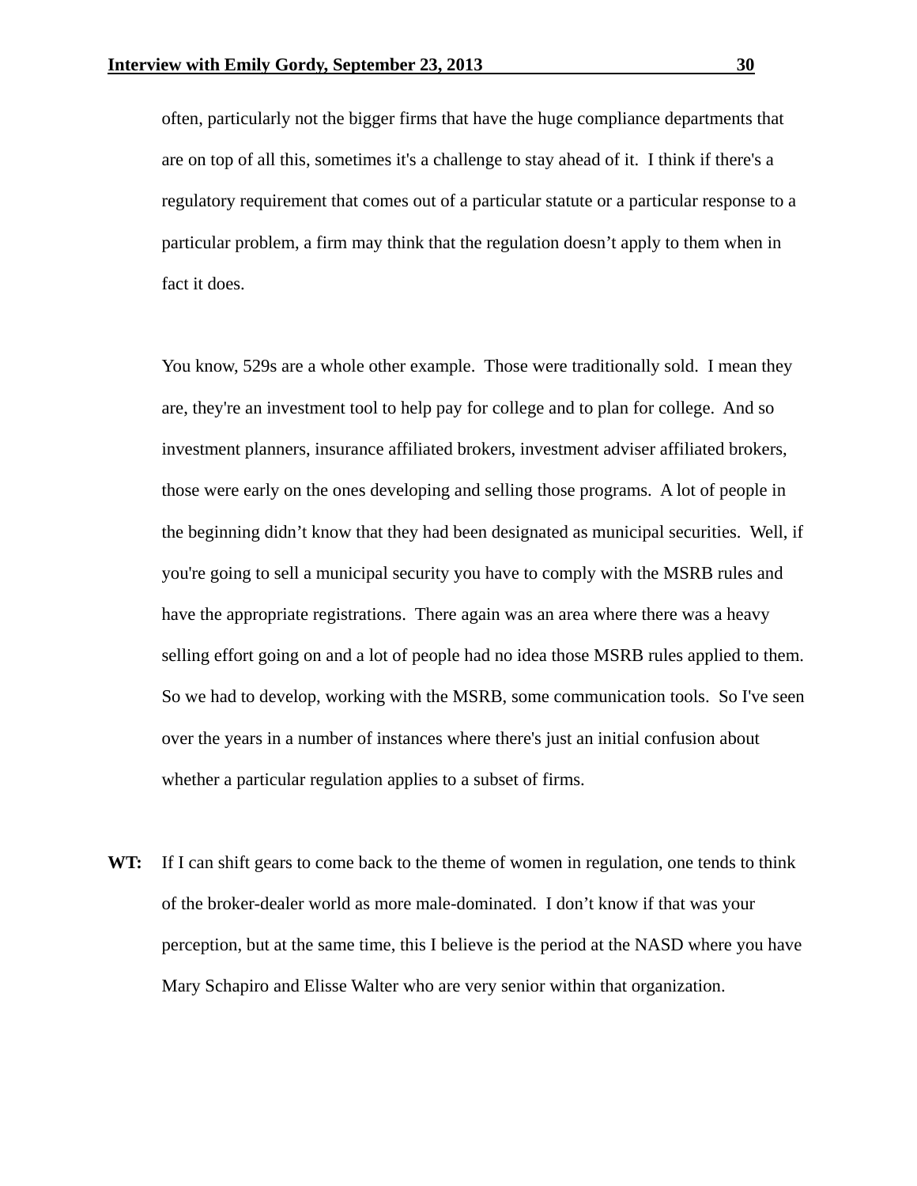often, particularly not the bigger firms that have the huge compliance departments that are on top of all this, sometimes it's a challenge to stay ahead of it. I think if there's a regulatory requirement that comes out of a particular statute or a particular response to a particular problem, a firm may think that the regulation doesn't apply to them when in fact it does.

You know, 529s are a whole other example. Those were traditionally sold. I mean they are, they're an investment tool to help pay for college and to plan for college. And so investment planners, insurance affiliated brokers, investment adviser affiliated brokers, those were early on the ones developing and selling those programs. A lot of people in the beginning didn't know that they had been designated as municipal securities. Well, if you're going to sell a municipal security you have to comply with the MSRB rules and have the appropriate registrations. There again was an area where there was a heavy selling effort going on and a lot of people had no idea those MSRB rules applied to them. So we had to develop, working with the MSRB, some communication tools. So I've seen over the years in a number of instances where there's just an initial confusion about whether a particular regulation applies to a subset of firms.

**WT:** If I can shift gears to come back to the theme of women in regulation, one tends to think of the broker-dealer world as more male-dominated. I don't know if that was your perception, but at the same time, this I believe is the period at the NASD where you have Mary Schapiro and Elisse Walter who are very senior within that organization.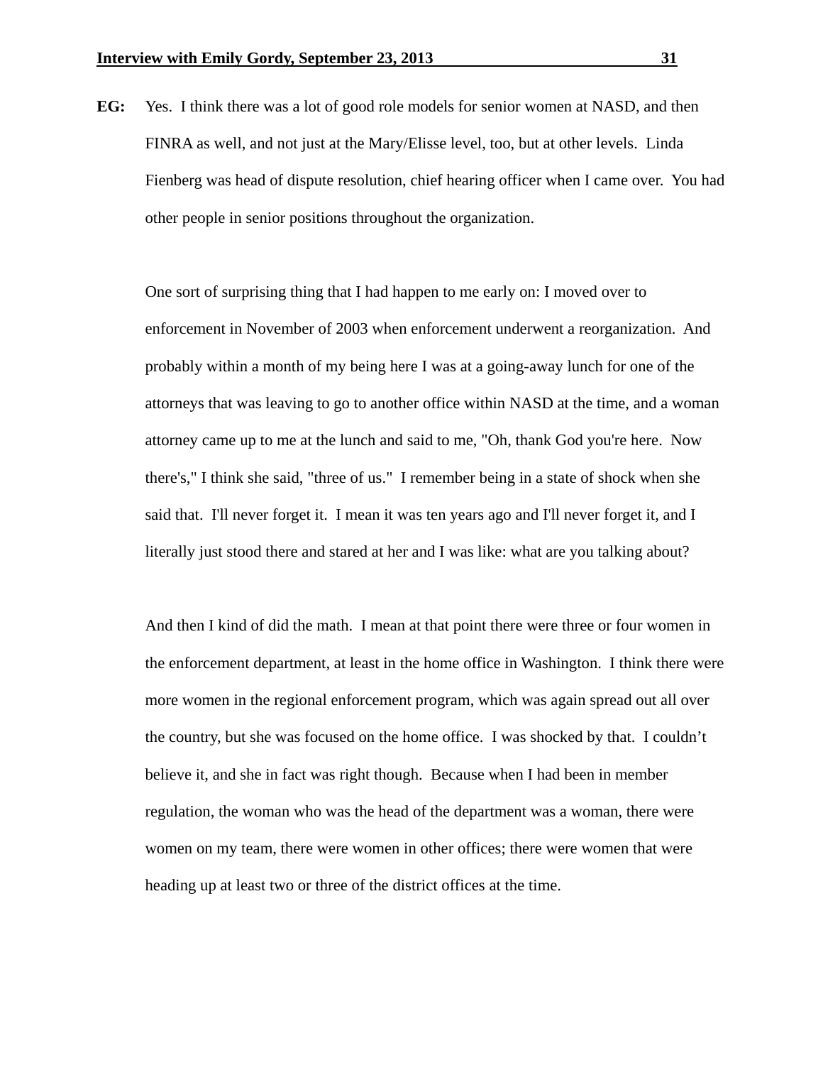**EG:** Yes. I think there was a lot of good role models for senior women at NASD, and then FINRA as well, and not just at the Mary/Elisse level, too, but at other levels. Linda Fienberg was head of dispute resolution, chief hearing officer when I came over. You had other people in senior positions throughout the organization.

One sort of surprising thing that I had happen to me early on: I moved over to enforcement in November of 2003 when enforcement underwent a reorganization. And probably within a month of my being here I was at a going-away lunch for one of the attorneys that was leaving to go to another office within NASD at the time, and a woman attorney came up to me at the lunch and said to me, "Oh, thank God you're here. Now there's," I think she said, "three of us." I remember being in a state of shock when she said that. I'll never forget it. I mean it was ten years ago and I'll never forget it, and I literally just stood there and stared at her and I was like: what are you talking about?

And then I kind of did the math. I mean at that point there were three or four women in the enforcement department, at least in the home office in Washington. I think there were more women in the regional enforcement program, which was again spread out all over the country, but she was focused on the home office. I was shocked by that. I couldn't believe it, and she in fact was right though. Because when I had been in member regulation, the woman who was the head of the department was a woman, there were women on my team, there were women in other offices; there were women that were heading up at least two or three of the district offices at the time.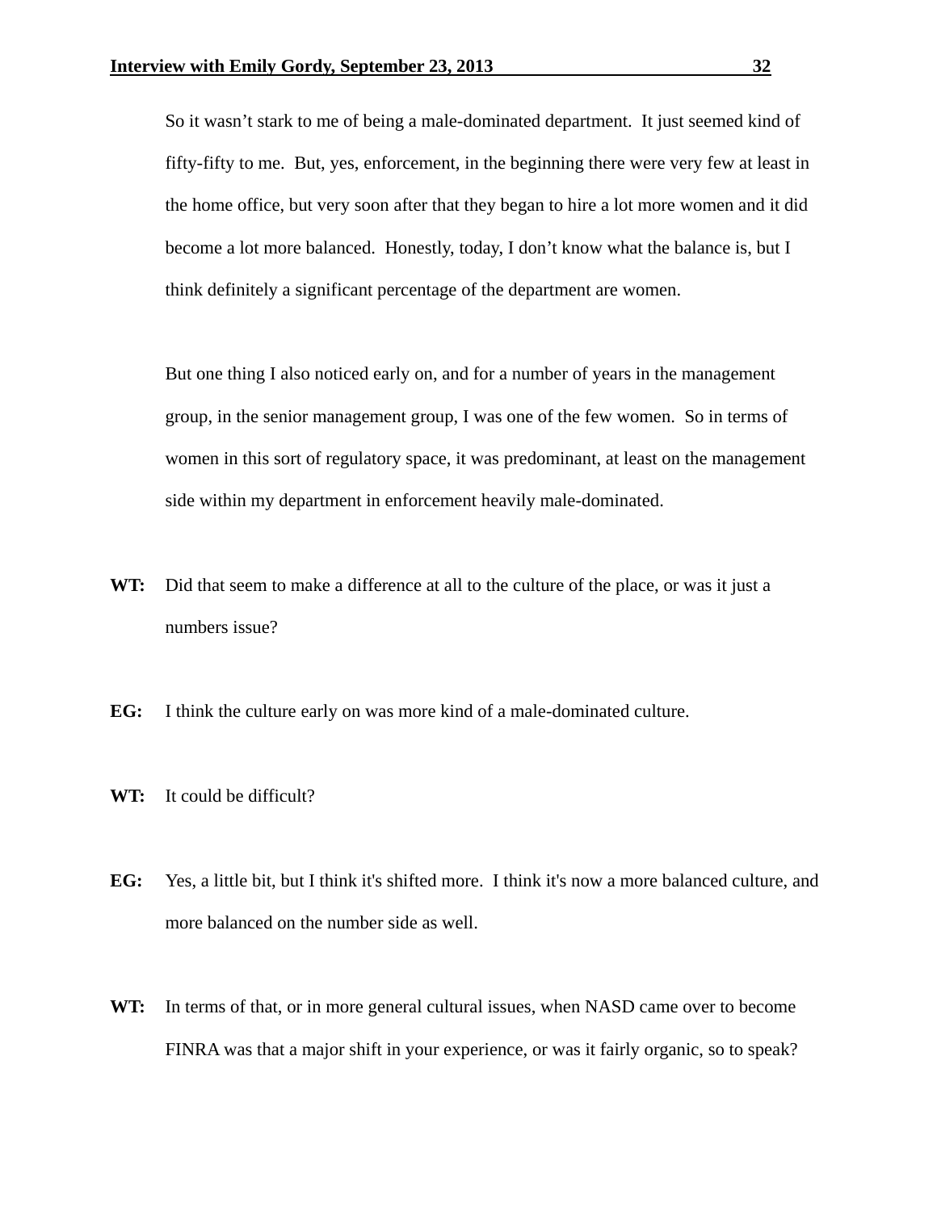So it wasn’t stark to me of being a male-dominated department. It just seemed kind of fifty-fifty to me. But, yes, enforcement, in the beginning there were very few at least in the home office, but very soon after that they began to hire a lot more women and it did become a lot more balanced. Honestly, today, I don’t know what the balance is, but I think definitely a significant percentage of the department are women.

But one thing I also noticed early on, and for a number of years in the management group, in the senior management group, I was one of the few women. So in terms of women in this sort of regulatory space, it was predominant, at least on the management side within my department in enforcement heavily male-dominated.

**WT:** Did that seem to make a difference at all to the culture of the place, or was it just a numbers issue?

**EG:** I think the culture early on was more kind of a male-dominated culture.

**WT:** It could be difficult?

**EG:** Yes, a little bit, but I think it's shifted more. I think it's now a more balanced culture, and more balanced on the number side as well.

**WT:** In terms of that, or in more general cultural issues, when NASD came over to become FINRA was that a major shift in your experience, or was it fairly organic, so to speak?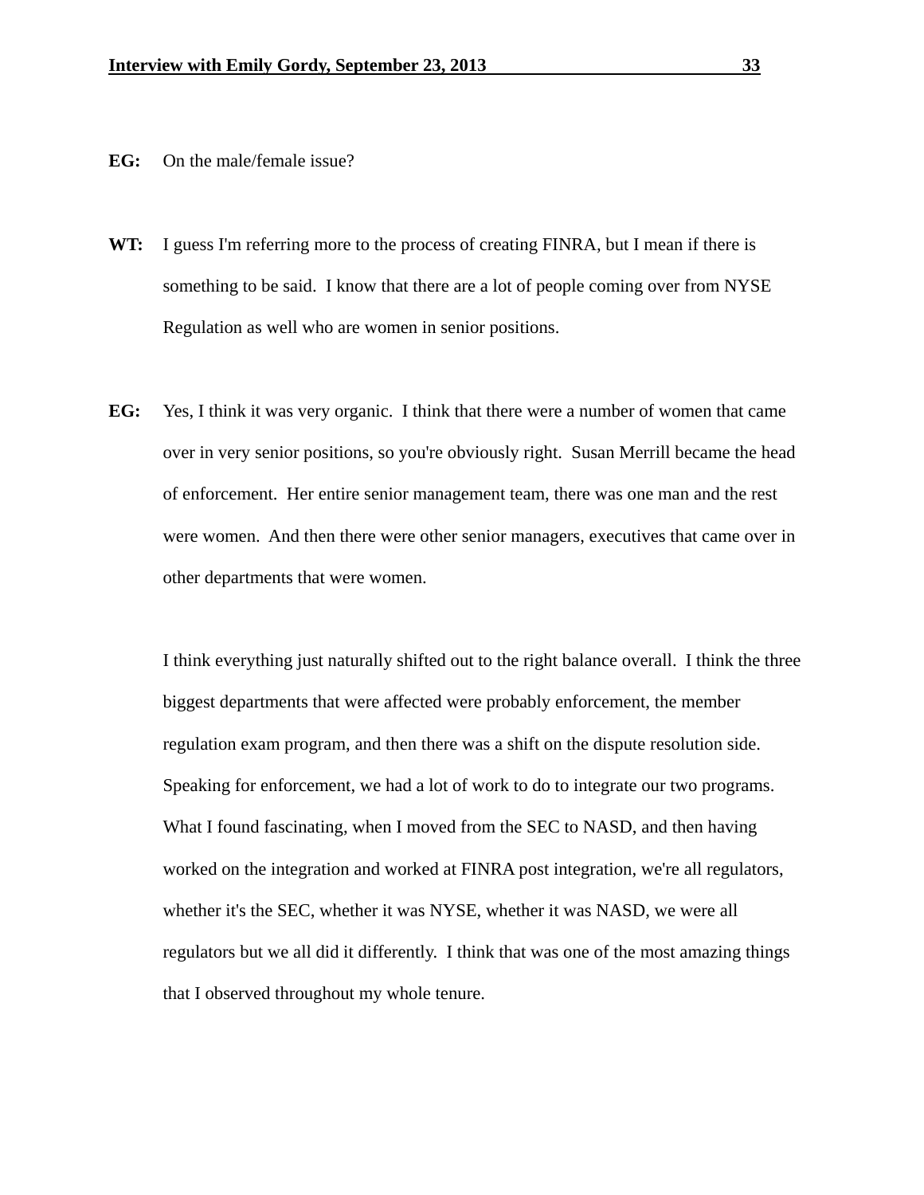**EG:** On the male/female issue?

**WT:** I guess I'm referring more to the process of creating FINRA, but I mean if there is something to be said. I know that there are a lot of people coming over from NYSE Regulation as well who are women in senior positions.

**EG:** Yes, I think it was very organic. I think that there were a number of women that came over in very senior positions, so you're obviously right. Susan Merrill became the head of enforcement. Her entire senior management team, there was one man and the rest were women. And then there were other senior managers, executives that came over in other departments that were women.

I think everything just naturally shifted out to the right balance overall. I think the three biggest departments that were affected were probably enforcement, the member regulation exam program, and then there was a shift on the dispute resolution side. Speaking for enforcement, we had a lot of work to do to integrate our two programs. What I found fascinating, when I moved from the SEC to NASD, and then having worked on the integration and worked at FINRA post integration, we're all regulators, whether it's the SEC, whether it was NYSE, whether it was NASD, we were all regulators but we all did it differently. I think that was one of the most amazing things that I observed throughout my whole tenure.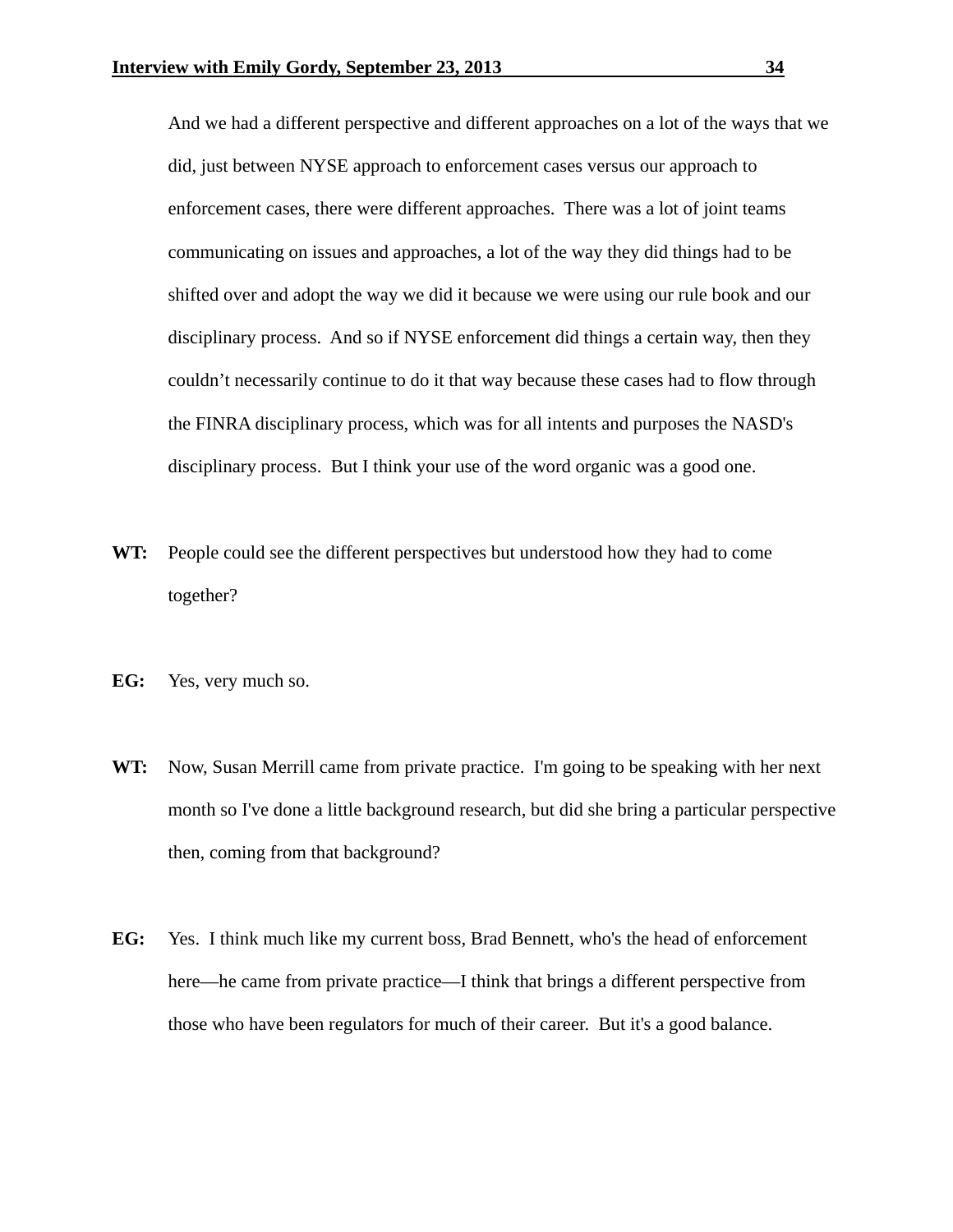And we had a different perspective and different approaches on a lot of the ways that we did, just between NYSE approach to enforcement cases versus our approach to enforcement cases, there were different approaches. There was a lot of joint teams communicating on issues and approaches, a lot of the way they did things had to be shifted over and adopt the way we did it because we were using our rule book and our disciplinary process. And so if NYSE enforcement did things a certain way, then they couldn't necessarily continue to do it that way because these cases had to flow through the FINRA disciplinary process, which was for all intents and purposes the NASD's disciplinary process. But I think your use of the word organic was a good one.

**WT:** People could see the different perspectives but understood how they had to come together?

**EG:** Yes, very much so.

**WT:** Now, Susan Merrill came from private practice. I'm going to be speaking with her next month so I've done a little background research, but did she bring a particular perspective then, coming from that background?

**EG:** Yes. I think much like my current boss, Brad Bennett, who's the head of enforcement here—he came from private practice—I think that brings a different perspective from those who have been regulators for much of their career. But it's a good balance.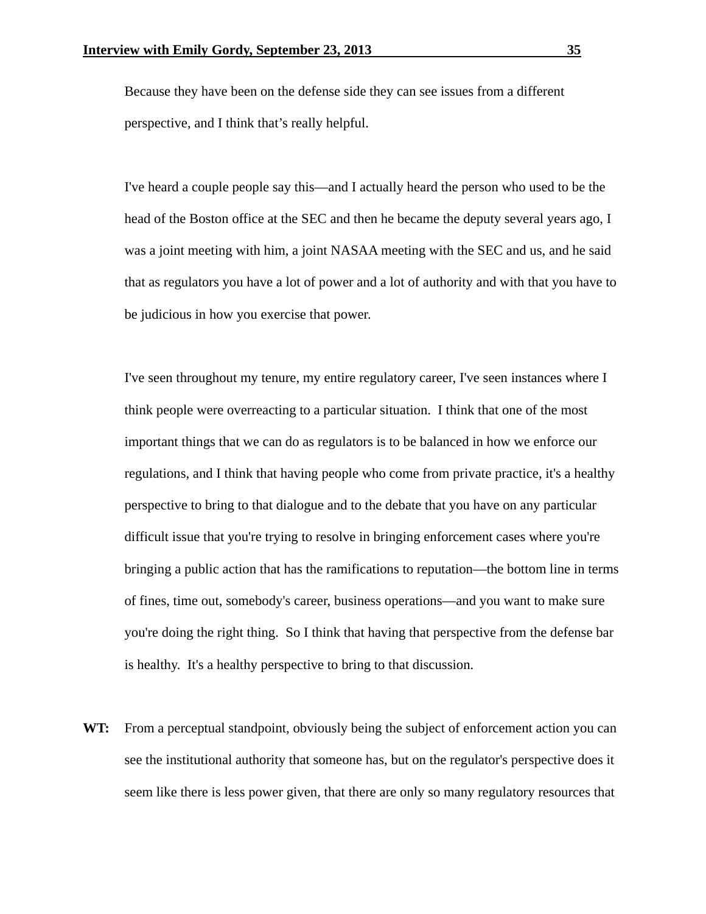Because they have been on the defense side they can see issues from a different perspective, and I think that's really helpful.

I've heard a couple people say this—and I actually heard the person who used to be the head of the Boston office at the SEC and then he became the deputy several years ago, I was a joint meeting with him, a joint NASAA meeting with the SEC and us, and he said that as regulators you have a lot of power and a lot of authority and with that you have to be judicious in how you exercise that power.

I've seen throughout my tenure, my entire regulatory career, I've seen instances where I think people were overreacting to a particular situation. I think that one of the most important things that we can do as regulators is to be balanced in how we enforce our regulations, and I think that having people who come from private practice, it's a healthy perspective to bring to that dialogue and to the debate that you have on any particular difficult issue that you're trying to resolve in bringing enforcement cases where you're bringing a public action that has the ramifications to reputation—the bottom line in terms of fines, time out, somebody's career, business operations—and you want to make sure you're doing the right thing. So I think that having that perspective from the defense bar is healthy. It's a healthy perspective to bring to that discussion.

**WT:** From a perceptual standpoint, obviously being the subject of enforcement action you can see the institutional authority that someone has, but on the regulator's perspective does it seem like there is less power given, that there are only so many regulatory resources that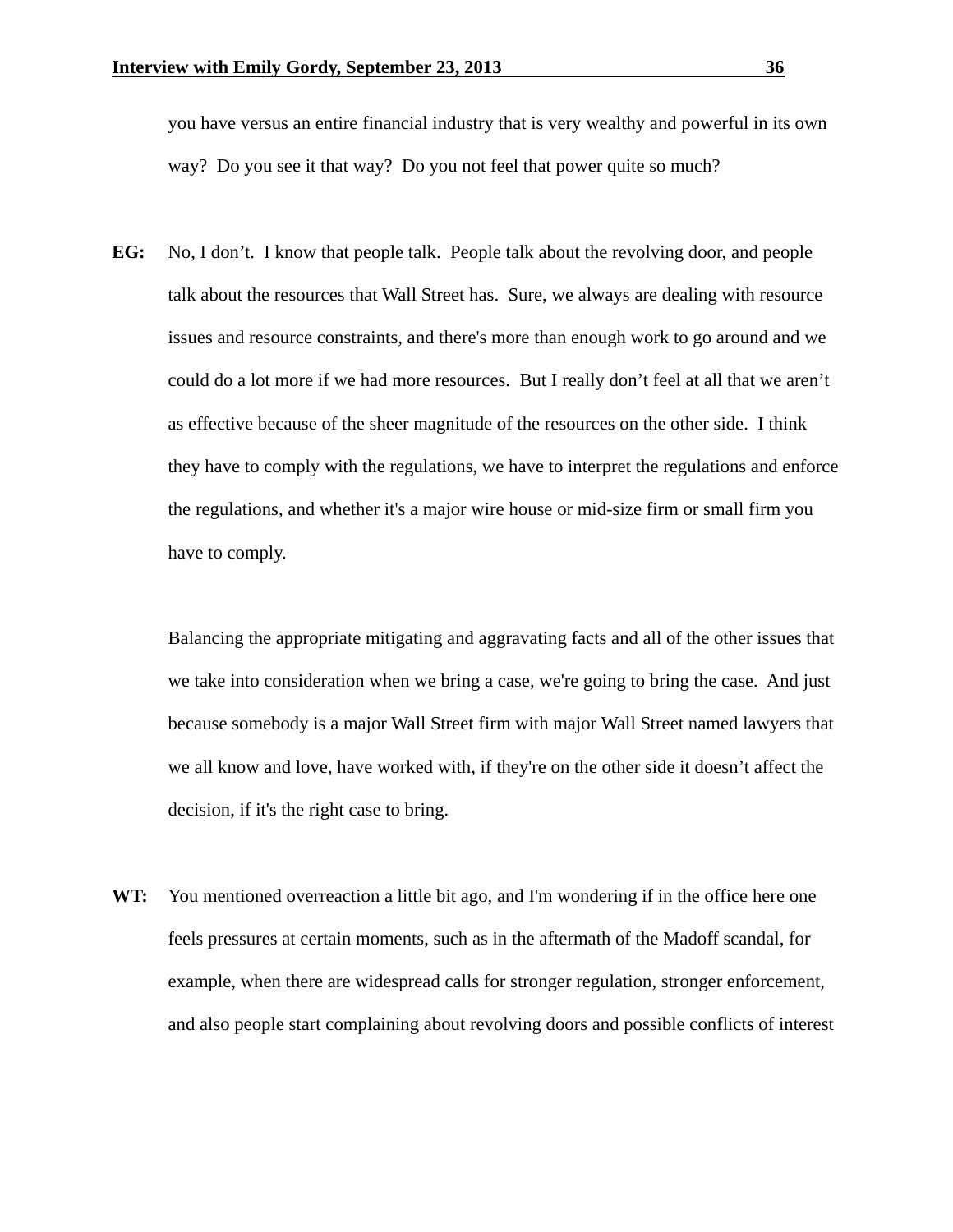you have versus an entire financial industry that is very wealthy and powerful in its own way? Do you see it that way? Do you not feel that power quite so much?

**EG:** No, I don't. I know that people talk. People talk about the revolving door, and people talk about the resources that Wall Street has. Sure, we always are dealing with resource issues and resource constraints, and there's more than enough work to go around and we could do a lot more if we had more resources. But I really don't feel at all that we aren't as effective because of the sheer magnitude of the resources on the other side. I think they have to comply with the regulations, we have to interpret the regulations and enforce the regulations, and whether it's a major wire house or mid-size firm or small firm you have to comply.

Balancing the appropriate mitigating and aggravating facts and all of the other issues that we take into consideration when we bring a case, we're going to bring the case. And just because somebody is a major Wall Street firm with major Wall Street named lawyers that we all know and love, have worked with, if they're on the other side it doesn't affect the decision, if it's the right case to bring.

**WT:** You mentioned overreaction a little bit ago, and I'm wondering if in the office here one feels pressures at certain moments, such as in the aftermath of the Madoff scandal, for example, when there are widespread calls for stronger regulation, stronger enforcement, and also people start complaining about revolving doors and possible conflicts of interest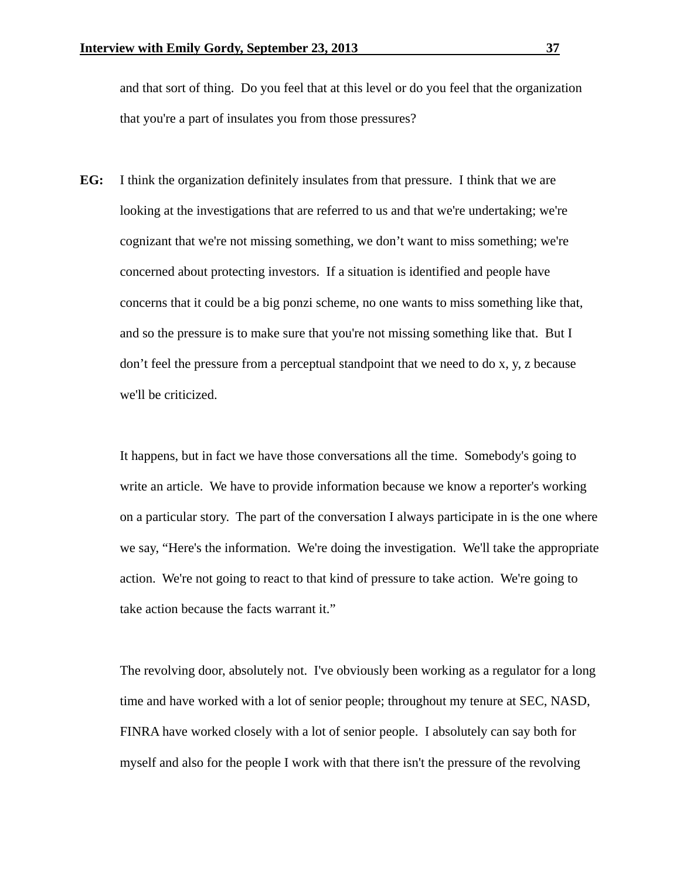and that sort of thing. Do you feel that at this level or do you feel that the organization that you're a part of insulates you from those pressures?

**EG:** I think the organization definitely insulates from that pressure. I think that we are looking at the investigations that are referred to us and that we're undertaking; we're cognizant that we're not missing something, we don't want to miss something; we're concerned about protecting investors. If a situation is identified and people have concerns that it could be a big ponzi scheme, no one wants to miss something like that, and so the pressure is to make sure that you're not missing something like that. But I don't feel the pressure from a perceptual standpoint that we need to do x, y, z because we'll be criticized.

It happens, but in fact we have those conversations all the time. Somebody's going to write an article. We have to provide information because we know a reporter's working on a particular story. The part of the conversation I always participate in is the one where we say, "Here's the information. We're doing the investigation. We'll take the appropriate action. We're not going to react to that kind of pressure to take action. We're going to take action because the facts warrant it."

The revolving door, absolutely not. I've obviously been working as a regulator for a long time and have worked with a lot of senior people; throughout my tenure at SEC, NASD, FINRA have worked closely with a lot of senior people. I absolutely can say both for myself and also for the people I work with that there isn't the pressure of the revolving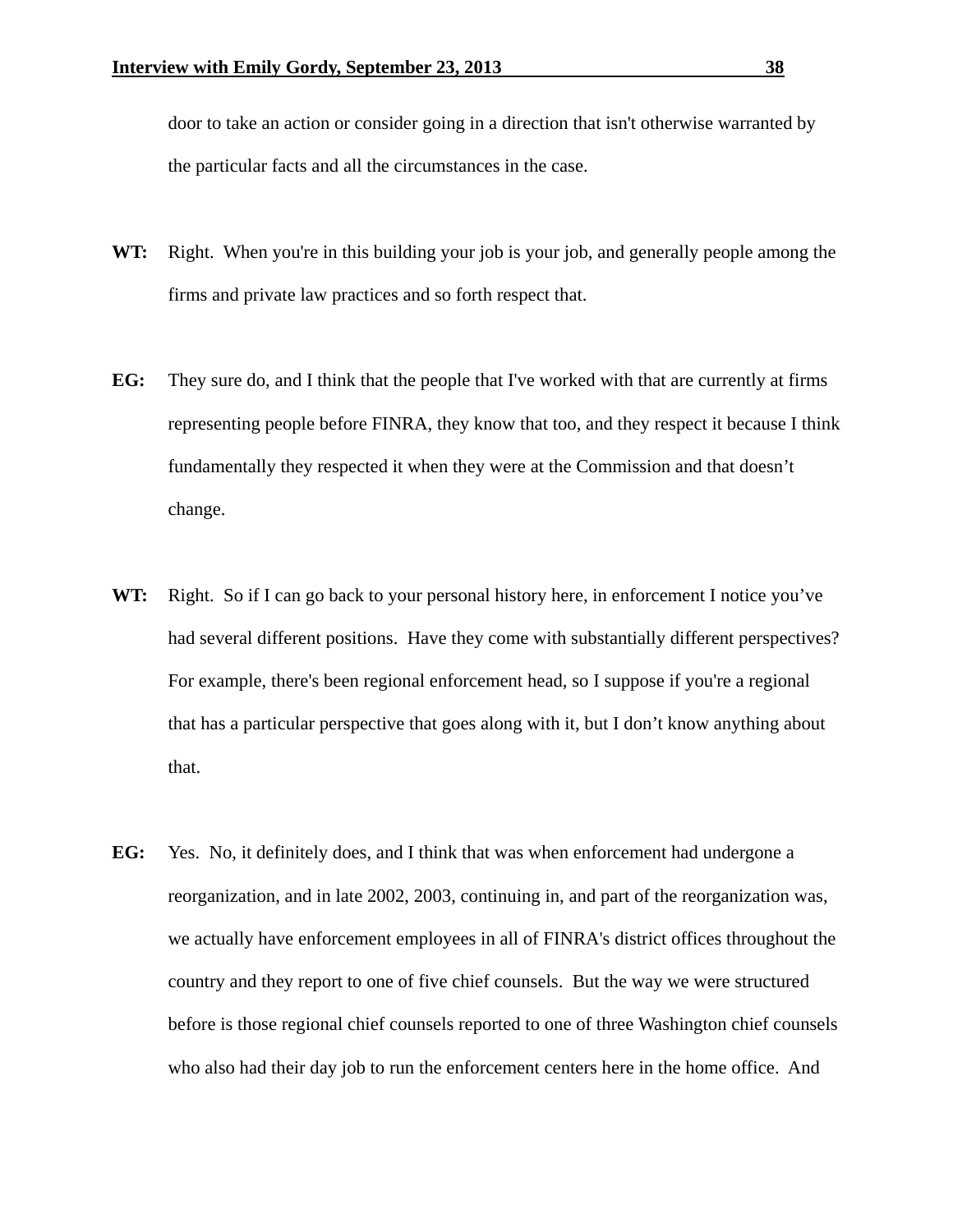door to take an action or consider going in a direction that isn't otherwise warranted by the particular facts and all the circumstances in the case.

**WT:** Right. When you're in this building your job is your job, and generally people among the firms and private law practices and so forth respect that.

**EG:** They sure do, and I think that the people that I've worked with that are currently at firms representing people before FINRA, they know that too, and they respect it because I think fundamentally they respected it when they were at the Commission and that doesn't change.

**WT:** Right. So if I can go back to your personal history here, in enforcement I notice you've had several different positions. Have they come with substantially different perspectives? For example, there's been regional enforcement head, so I suppose if you're a regional that has a particular perspective that goes along with it, but I don't know anything about that.

**EG:** Yes. No, it definitely does, and I think that was when enforcement had undergone a reorganization, and in late 2002, 2003, continuing in, and part of the reorganization was, we actually have enforcement employees in all of FINRA's district offices throughout the country and they report to one of five chief counsels. But the way we were structured before is those regional chief counsels reported to one of three Washington chief counsels who also had their day job to run the enforcement centers here in the home office. And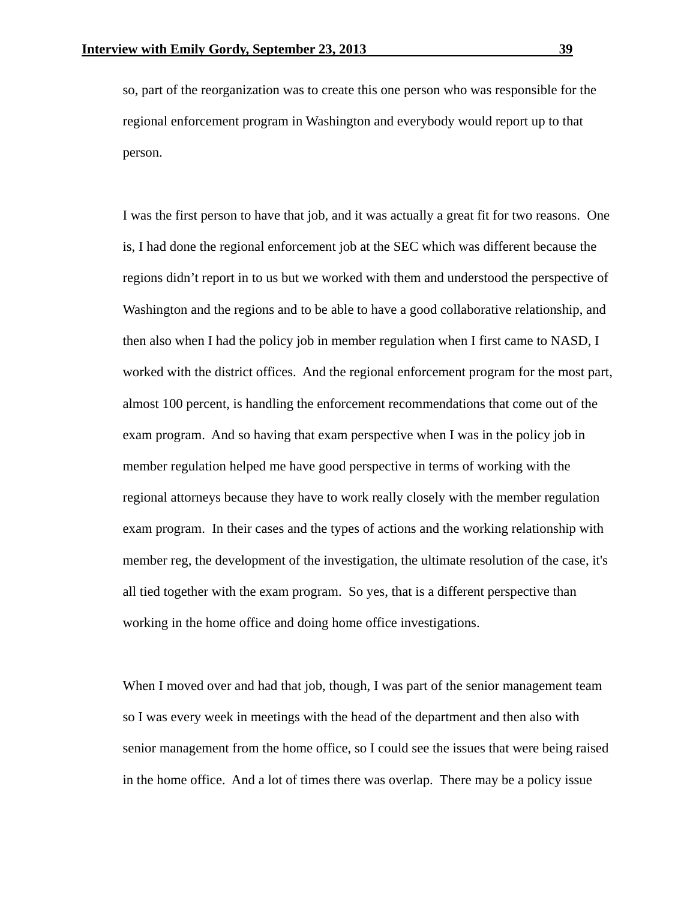so, part of the reorganization was to create this one person who was responsible for the regional enforcement program in Washington and everybody would report up to that person.

I was the first person to have that job, and it was actually a great fit for two reasons. One is, I had done the regional enforcement job at the SEC which was different because the regions didn't report in to us but we worked with them and understood the perspective of Washington and the regions and to be able to have a good collaborative relationship, and then also when I had the policy job in member regulation when I first came to NASD, I worked with the district offices. And the regional enforcement program for the most part, almost 100 percent, is handling the enforcement recommendations that come out of the exam program. And so having that exam perspective when I was in the policy job in member regulation helped me have good perspective in terms of working with the regional attorneys because they have to work really closely with the member regulation exam program. In their cases and the types of actions and the working relationship with member reg, the development of the investigation, the ultimate resolution of the case, it's all tied together with the exam program. So yes, that is a different perspective than working in the home office and doing home office investigations.

When I moved over and had that job, though, I was part of the senior management team so I was every week in meetings with the head of the department and then also with senior management from the home office, so I could see the issues that were being raised in the home office. And a lot of times there was overlap. There may be a policy issue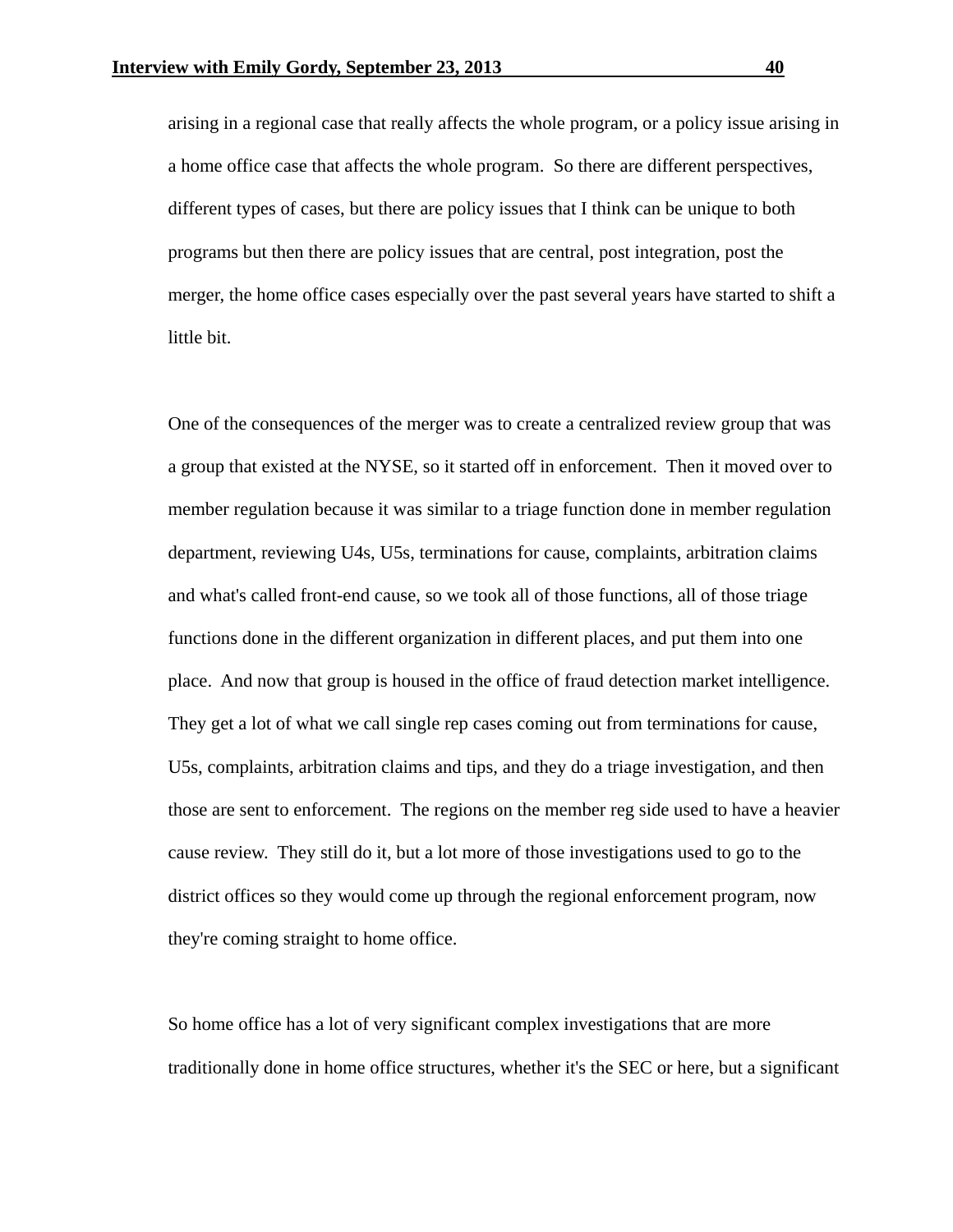arising in a regional case that really affects the whole program, or a policy issue arising in a home office case that affects the whole program. So there are different perspectives, different types of cases, but there are policy issues that I think can be unique to both programs but then there are policy issues that are central, post integration, post the merger, the home office cases especially over the past several years have started to shift a little bit.

One of the consequences of the merger was to create a centralized review group that was a group that existed at the NYSE, so it started off in enforcement. Then it moved over to member regulation because it was similar to a triage function done in member regulation department, reviewing U4s, U5s, terminations for cause, complaints, arbitration claims and what's called front-end cause, so we took all of those functions, all of those triage functions done in the different organization in different places, and put them into one place. And now that group is housed in the office of fraud detection market intelligence. They get a lot of what we call single rep cases coming out from terminations for cause, U5s, complaints, arbitration claims and tips, and they do a triage investigation, and then those are sent to enforcement. The regions on the member reg side used to have a heavier cause review. They still do it, but a lot more of those investigations used to go to the district offices so they would come up through the regional enforcement program, now they're coming straight to home office.

So home office has a lot of very significant complex investigations that are more traditionally done in home office structures, whether it's the SEC or here, but a significant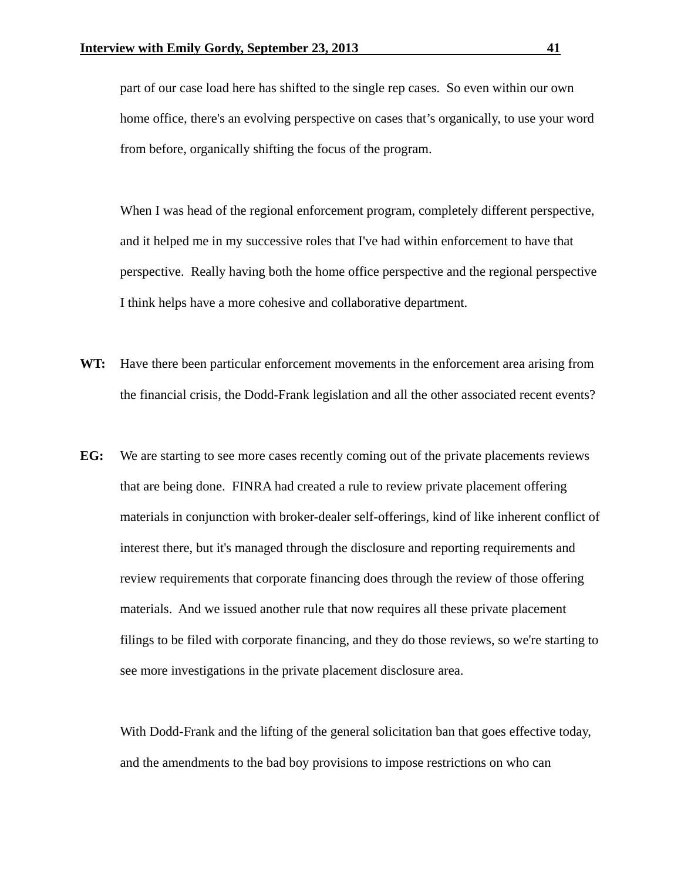part of our case load here has shifted to the single rep cases. So even within our own home office, there's an evolving perspective on cases that's organically, to use your word from before, organically shifting the focus of the program.

When I was head of the regional enforcement program, completely different perspective, and it helped me in my successive roles that I've had within enforcement to have that perspective. Really having both the home office perspective and the regional perspective I think helps have a more cohesive and collaborative department.

**WT:** Have there been particular enforcement movements in the enforcement area arising from the financial crisis, the Dodd-Frank legislation and all the other associated recent events?

**EG:** We are starting to see more cases recently coming out of the private placements reviews that are being done. FINRA had created a rule to review private placement offering materials in conjunction with broker-dealer self-offerings, kind of like inherent conflict of interest there, but it's managed through the disclosure and reporting requirements and review requirements that corporate financing does through the review of those offering materials. And we issued another rule that now requires all these private placement filings to be filed with corporate financing, and they do those reviews, so we're starting to see more investigations in the private placement disclosure area.

With Dodd-Frank and the lifting of the general solicitation ban that goes effective today, and the amendments to the bad boy provisions to impose restrictions on who can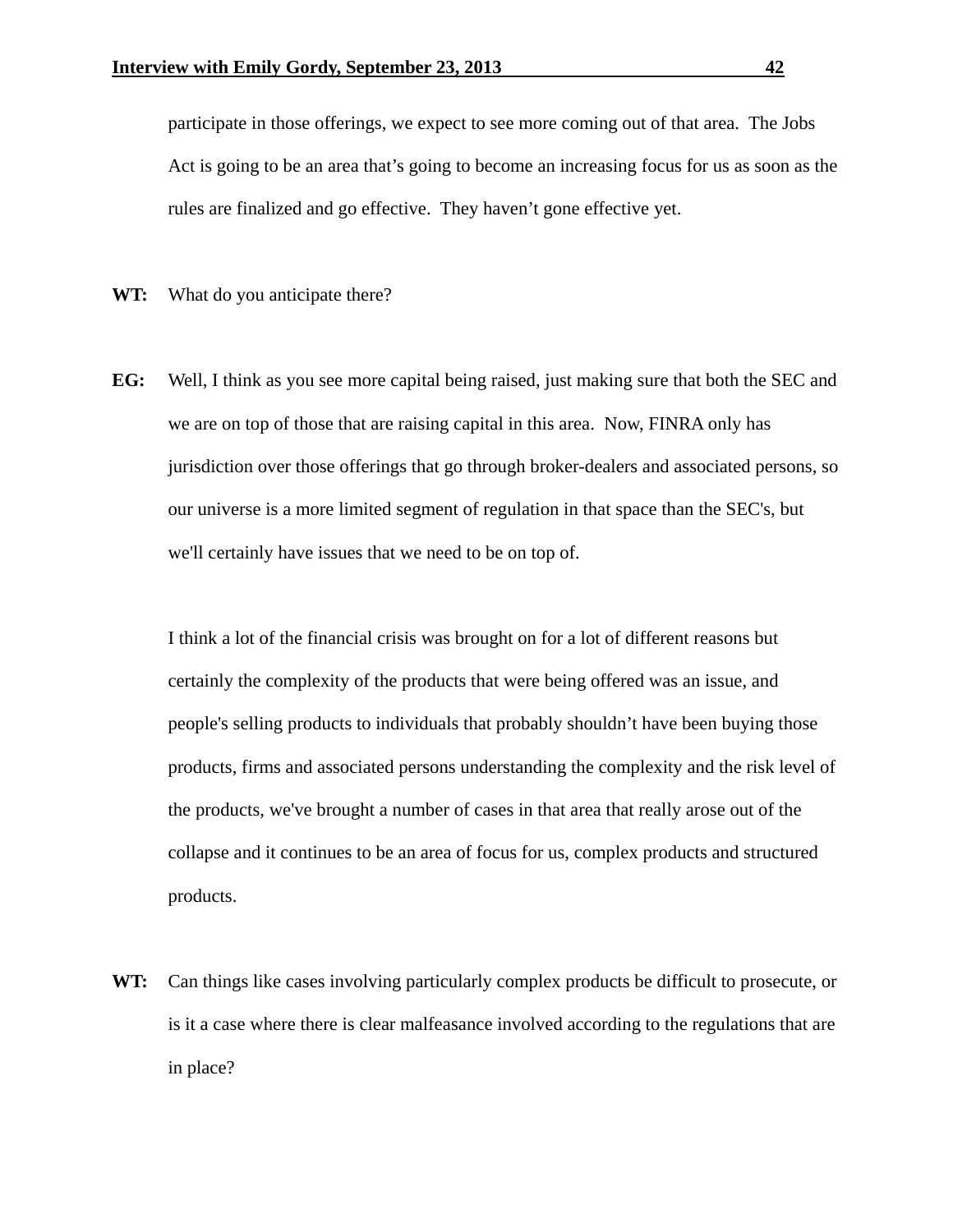participate in those offerings, we expect to see more coming out of that area. The Jobs Act is going to be an area that's going to become an increasing focus for us as soon as the rules are finalized and go effective. They haven't gone effective yet.

**WT:** What do you anticipate there?

**EG:** Well, I think as you see more capital being raised, just making sure that both the SEC and we are on top of those that are raising capital in this area. Now, FINRA only has jurisdiction over those offerings that go through broker-dealers and associated persons, so our universe is a more limited segment of regulation in that space than the SEC's, but we'll certainly have issues that we need to be on top of.

I think a lot of the financial crisis was brought on for a lot of different reasons but certainly the complexity of the products that were being offered was an issue, and people's selling products to individuals that probably shouldn't have been buying those products, firms and associated persons understanding the complexity and the risk level of the products, we've brought a number of cases in that area that really arose out of the collapse and it continues to be an area of focus for us, complex products and structured products.

**WT:** Can things like cases involving particularly complex products be difficult to prosecute, or is it a case where there is clear malfeasance involved according to the regulations that are in place?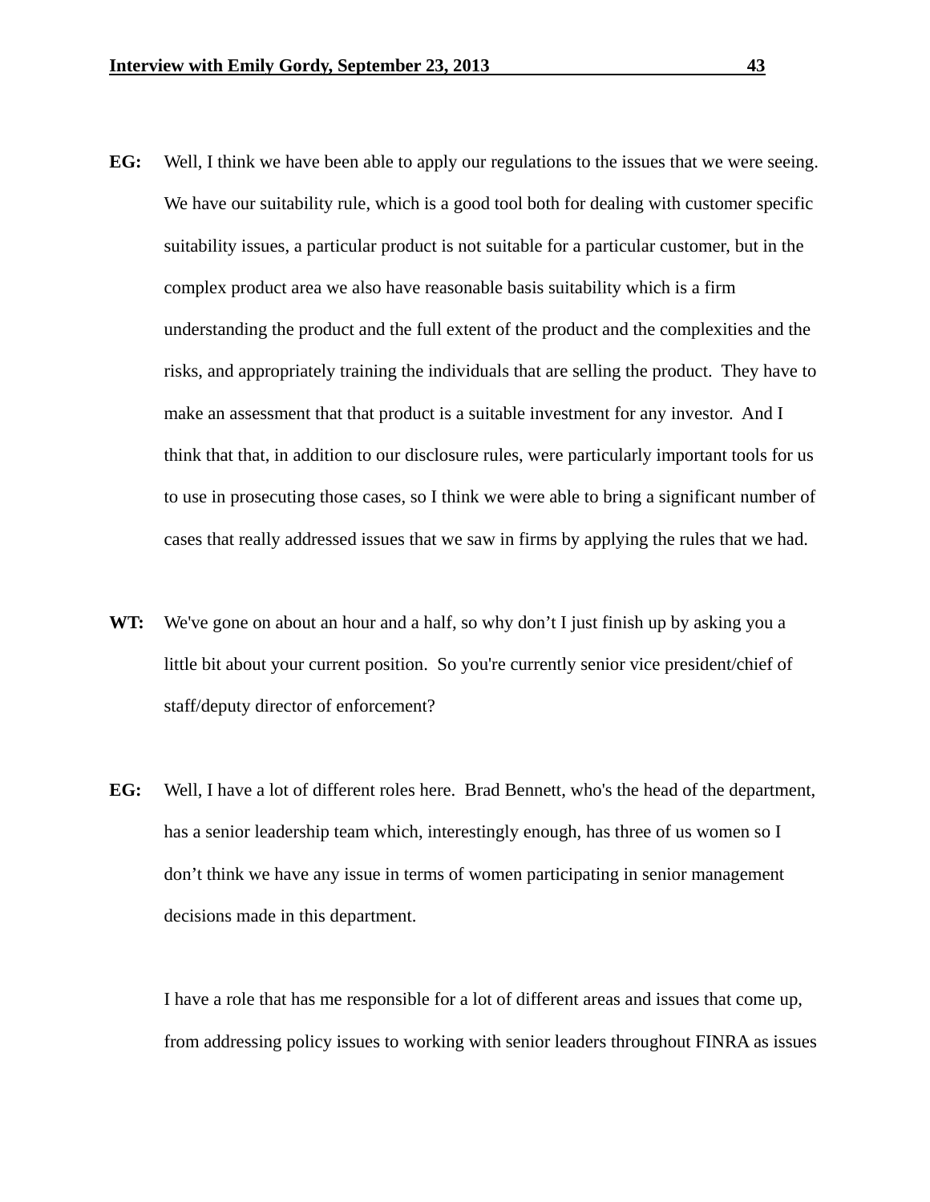**EG:** Well, I think we have been able to apply our regulations to the issues that we were seeing. We have our suitability rule, which is a good tool both for dealing with customer specific suitability issues, a particular product is not suitable for a particular customer, but in the complex product area we also have reasonable basis suitability which is a firm understanding the product and the full extent of the product and the complexities and the risks, and appropriately training the individuals that are selling the product. They have to make an assessment that that product is a suitable investment for any investor. And I think that that, in addition to our disclosure rules, were particularly important tools for us to use in prosecuting those cases, so I think we were able to bring a significant number of cases that really addressed issues that we saw in firms by applying the rules that we had.

**WT:** We've gone on about an hour and a half, so why don't I just finish up by asking you a little bit about your current position. So you're currently senior vice president/chief of staff/deputy director of enforcement?

**EG:** Well, I have a lot of different roles here. Brad Bennett, who's the head of the department, has a senior leadership team which, interestingly enough, has three of us women so I don't think we have any issue in terms of women participating in senior management decisions made in this department.

I have a role that has me responsible for a lot of different areas and issues that come up, from addressing policy issues to working with senior leaders throughout FINRA as issues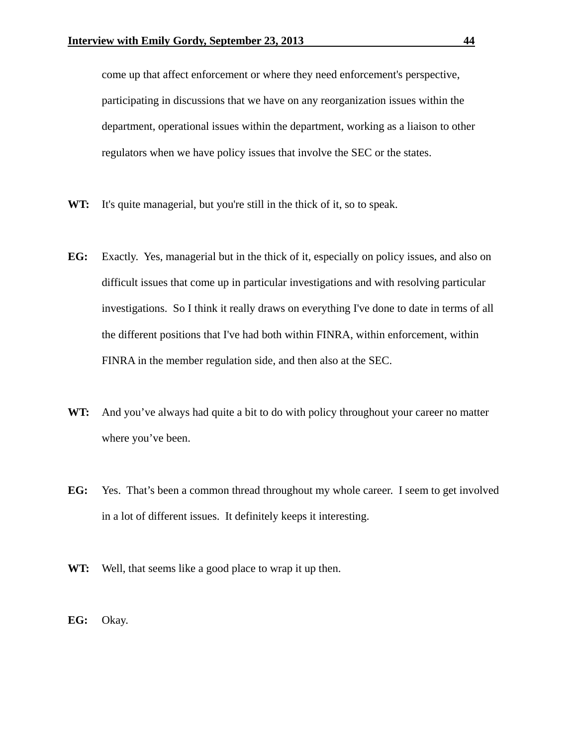come up that affect enforcement or where they need enforcement's perspective, participating in discussions that we have on any reorganization issues within the department, operational issues within the department, working as a liaison to other regulators when we have policy issues that involve the SEC or the states.

**WT:** It's quite managerial, but you're still in the thick of it, so to speak.

**EG:** Exactly. Yes, managerial but in the thick of it, especially on policy issues, and also on difficult issues that come up in particular investigations and with resolving particular investigations. So I think it really draws on everything I've done to date in terms of all the different positions that I've had both within FINRA, within enforcement, within FINRA in the member regulation side, and then also at the SEC.

**WT:** And you've always had quite a bit to do with policy throughout your career no matter where you've been.

**EG:** Yes. That's been a common thread throughout my whole career. I seem to get involved in a lot of different issues. It definitely keeps it interesting.

**WT:** Well, that seems like a good place to wrap it up then.

**EG:** Okay.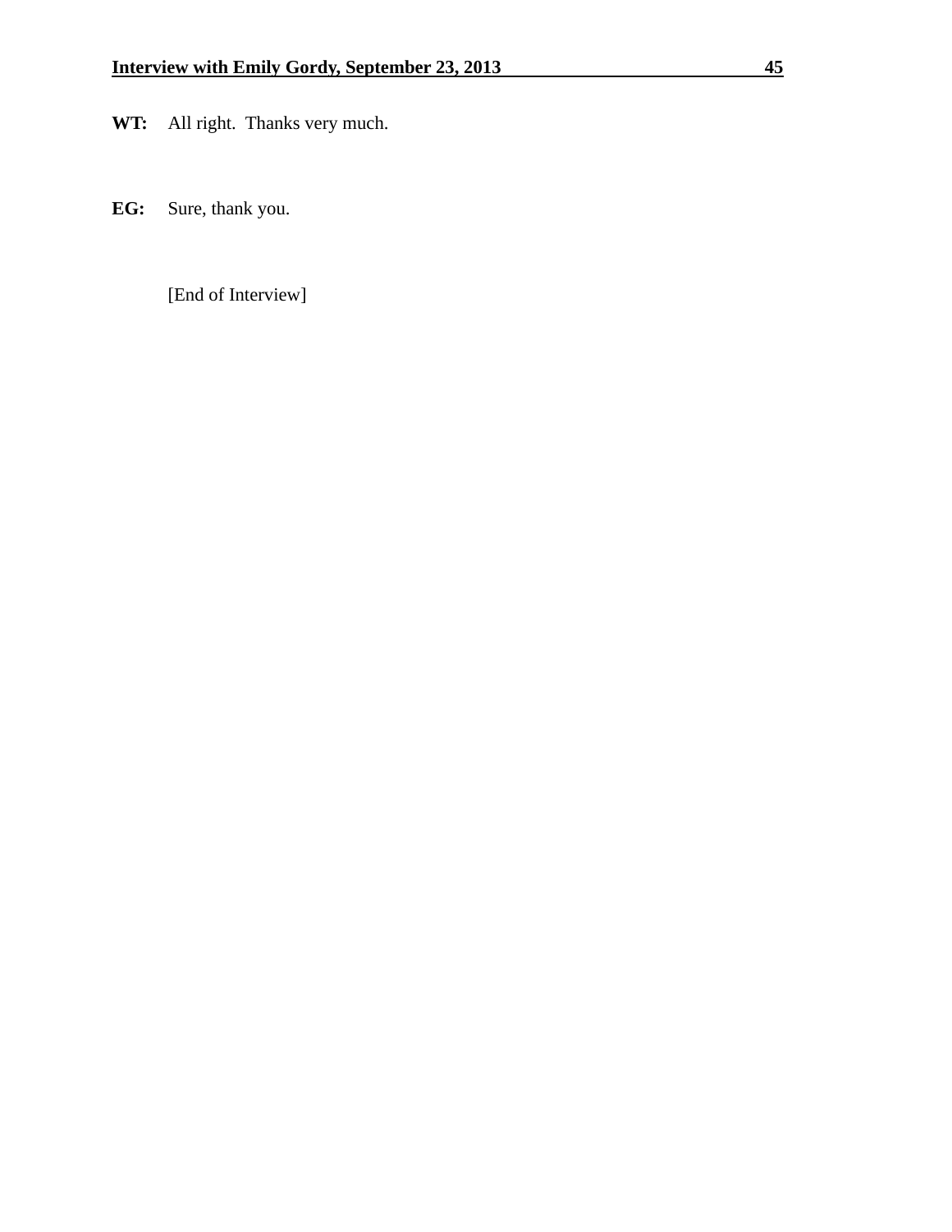**WT:** All right. Thanks very much.

**EG:** Sure, thank you.

[End of Interview]